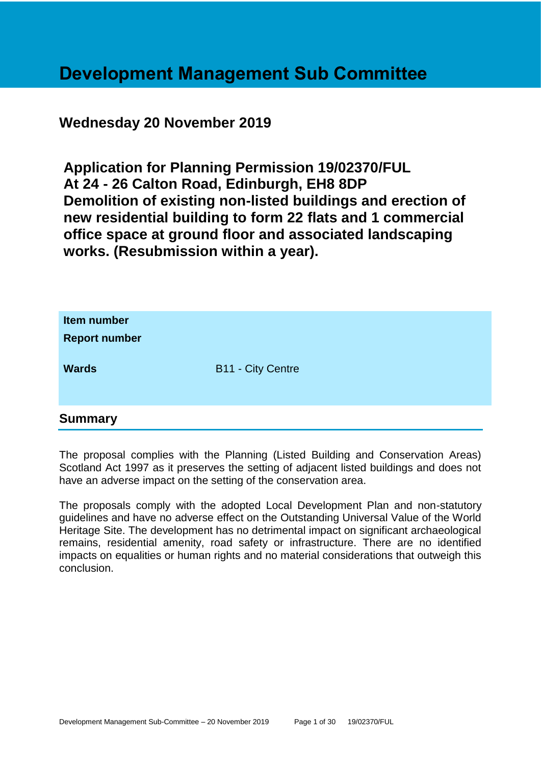# Development Management Sub Committee

## Wednesday 20 November 2019

## Application for Planning Permission 19/02370/FUL At 24 - 26 Calton Road, Edinburgh, EH8 8DP Demolition of existing non-listed buildings and erection of new residential building to form 22 flats and 1 commercial office space at ground floor and associated landscaping works. (Resubmission within a year).

| | |
|---|---|
| **Item number** | |
| **Report number** | |
| **Wards** | B11 - City Centre |

## Summary

The proposal complies with the Planning (Listed Building and Conservation Areas) Scotland Act 1997 as it preserves the setting of adjacent listed buildings and does not have an adverse impact on the setting of the conservation area.

The proposals comply with the adopted Local Development Plan and non-statutory guidelines and have no adverse effect on the Outstanding Universal Value of the World Heritage Site. The development has no detrimental impact on significant archaeological remains, residential amenity, road safety or infrastructure. There are no identified impacts on equalities or human rights and no material considerations that outweigh this conclusion.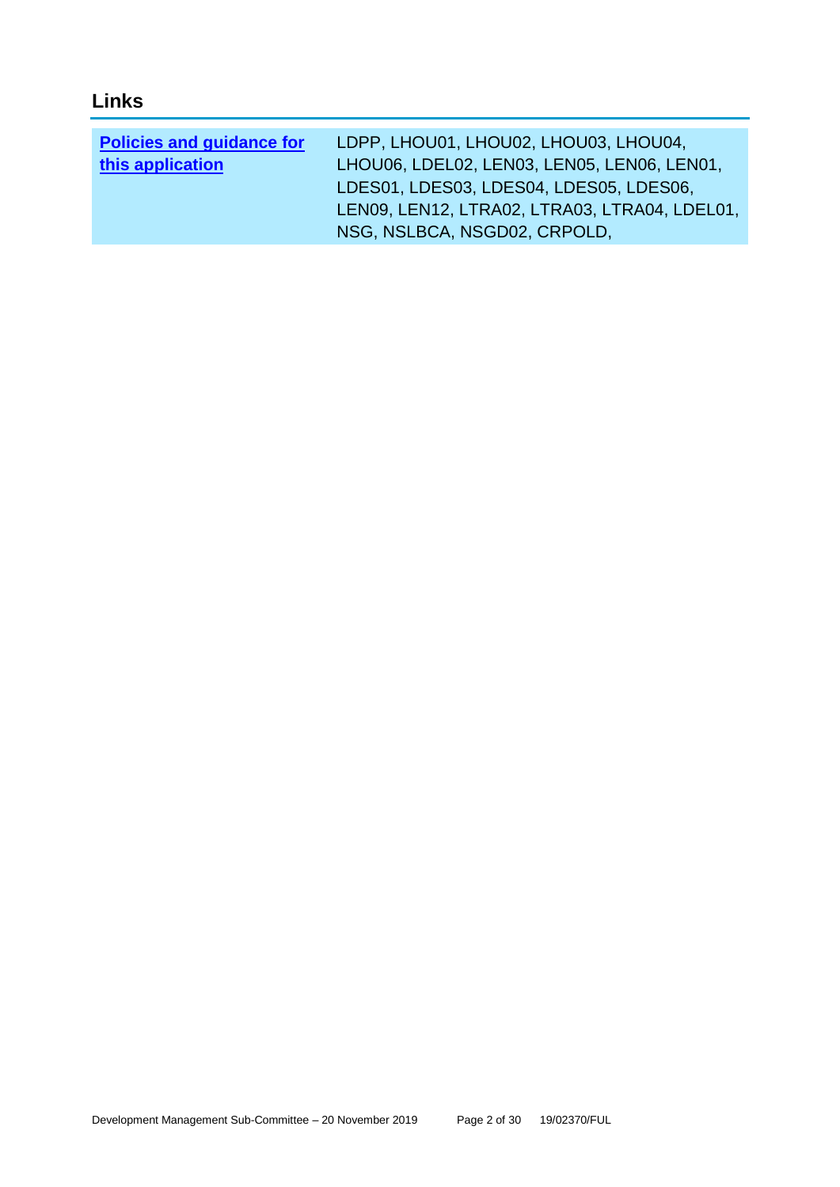## Links

| **Policies and guidance for this application** | LDPP, LHOU01, LHOU02, LHOU03, LHOU04, LHOU06, LDEL02, LEN03, LEN05, LEN06, LEN01, LDES01, LDES03, LDES04, LDES05, LDES06, LEN09, LEN12, LTRA02, LTRA03, LTRA04, LDEL01, NSG, NSLBCA, NSGD02, CRPOLD, |
|---|---|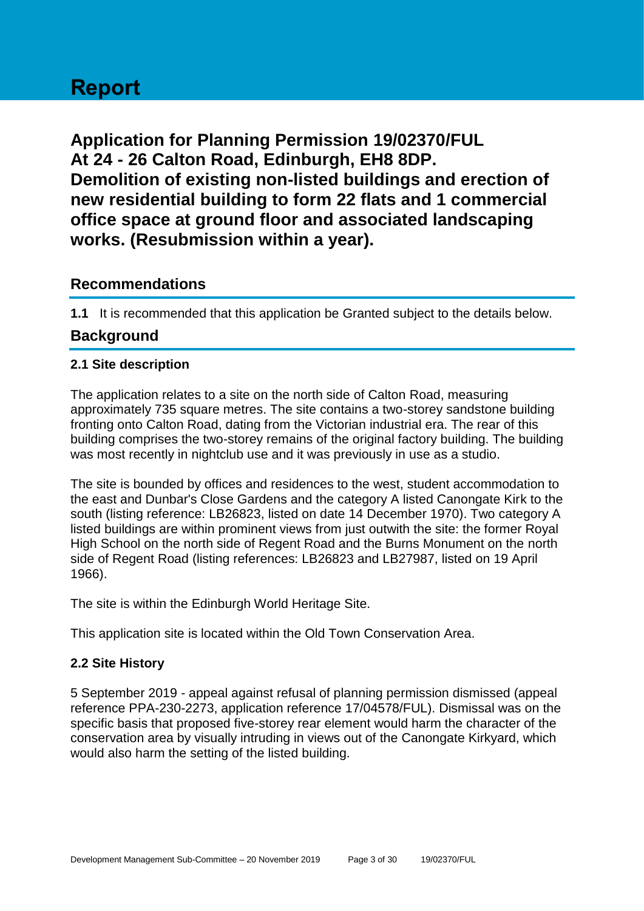# Report

## Application for Planning Permission 19/02370/FUL At 24 - 26 Calton Road, Edinburgh, EH8 8DP. Demolition of existing non-listed buildings and erection of new residential building to form 22 flats and 1 commercial office space at ground floor and associated landscaping works. (Resubmission within a year).

## Recommendations

**1.1** It is recommended that this application be Granted subject to the details below.

## Background

### 2.1 Site description

The application relates to a site on the north side of Calton Road, measuring approximately 735 square metres. The site contains a two-storey sandstone building fronting onto Calton Road, dating from the Victorian industrial era. The rear of this building comprises the two-storey remains of the original factory building. The building was most recently in nightclub use and it was previously in use as a studio.

The site is bounded by offices and residences to the west, student accommodation to the east and Dunbar's Close Gardens and the category A listed Canongate Kirk to the south (listing reference: LB26823, listed on date 14 December 1970). Two category A listed buildings are within prominent views from just outwith the site: the former Royal High School on the north side of Regent Road and the Burns Monument on the north side of Regent Road (listing references: LB26823 and LB27987, listed on 19 April 1966).

The site is within the Edinburgh World Heritage Site.

This application site is located within the Old Town Conservation Area.

### 2.2 Site History

5 September 2019 - appeal against refusal of planning permission dismissed (appeal reference PPA-230-2273, application reference 17/04578/FUL). Dismissal was on the specific basis that proposed five-storey rear element would harm the character of the conservation area by visually intruding in views out of the Canongate Kirkyard, which would also harm the setting of the listed building.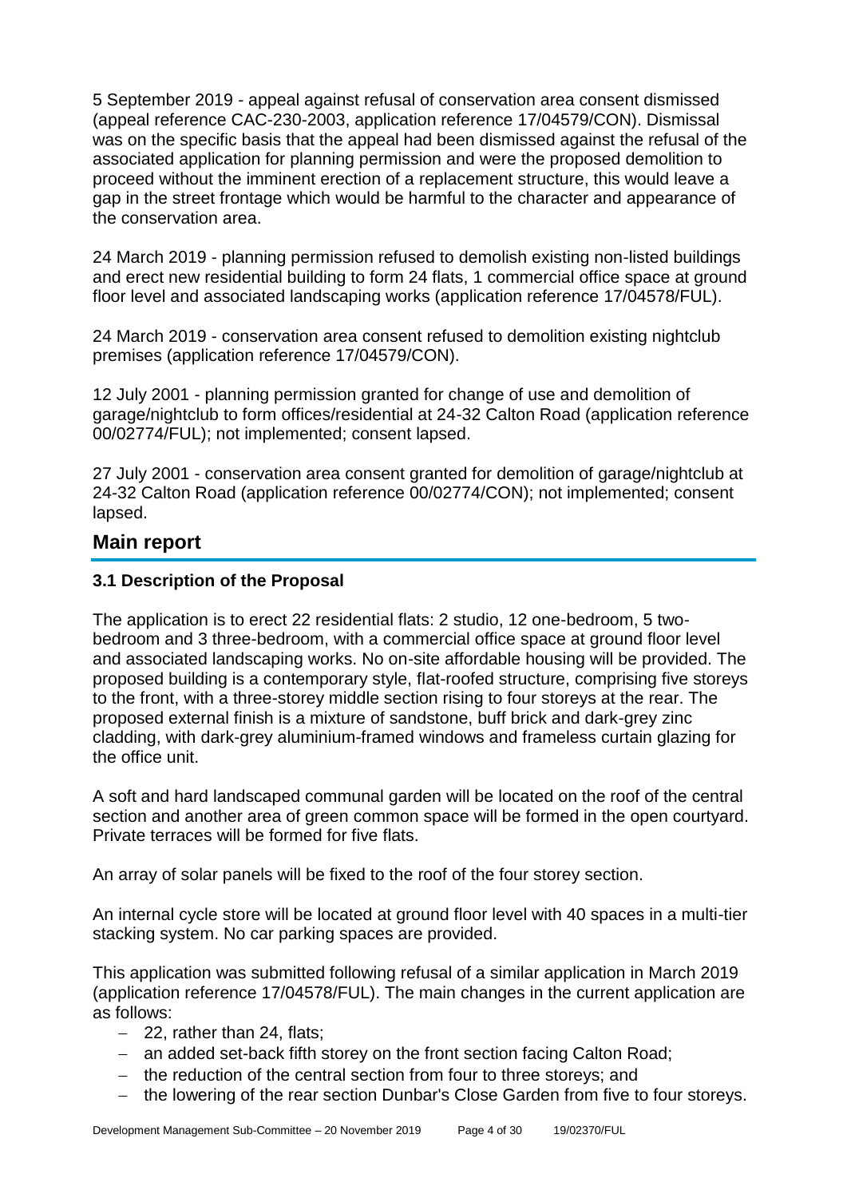5 September 2019 - appeal against refusal of conservation area consent dismissed (appeal reference CAC-230-2003, application reference 17/04579/CON). Dismissal was on the specific basis that the appeal had been dismissed against the refusal of the associated application for planning permission and were the proposed demolition to proceed without the imminent erection of a replacement structure, this would leave a gap in the street frontage which would be harmful to the character and appearance of the conservation area.

24 March 2019 - planning permission refused to demolish existing non-listed buildings and erect new residential building to form 24 flats, 1 commercial office space at ground floor level and associated landscaping works (application reference 17/04578/FUL).

24 March 2019 - conservation area consent refused to demolition existing nightclub premises (application reference 17/04579/CON).

12 July 2001 - planning permission granted for change of use and demolition of garage/nightclub to form offices/residential at 24-32 Calton Road (application reference 00/02774/FUL); not implemented; consent lapsed.

27 July 2001 - conservation area consent granted for demolition of garage/nightclub at 24-32 Calton Road (application reference 00/02774/CON); not implemented; consent lapsed.

## Main report

### 3.1 Description of the Proposal

The application is to erect 22 residential flats: 2 studio, 12 one-bedroom, 5 two-bedroom and 3 three-bedroom, with a commercial office space at ground floor level and associated landscaping works. No on-site affordable housing will be provided. The proposed building is a contemporary style, flat-roofed structure, comprising five storeys to the front, with a three-storey middle section rising to four storeys at the rear. The proposed external finish is a mixture of sandstone, buff brick and dark-grey zinc cladding, with dark-grey aluminium-framed windows and frameless curtain glazing for the office unit.

A soft and hard landscaped communal garden will be located on the roof of the central section and another area of green common space will be formed in the open courtyard. Private terraces will be formed for five flats.

An array of solar panels will be fixed to the roof of the four storey section.

An internal cycle store will be located at ground floor level with 40 spaces in a multi-tier stacking system. No car parking spaces are provided.

This application was submitted following refusal of a similar application in March 2019 (application reference 17/04578/FUL). The main changes in the current application are as follows:

- 22, rather than 24, flats;
- an added set-back fifth storey on the front section facing Calton Road;
- the reduction of the central section from four to three storeys; and
- the lowering of the rear section Dunbar's Close Garden from five to four storeys.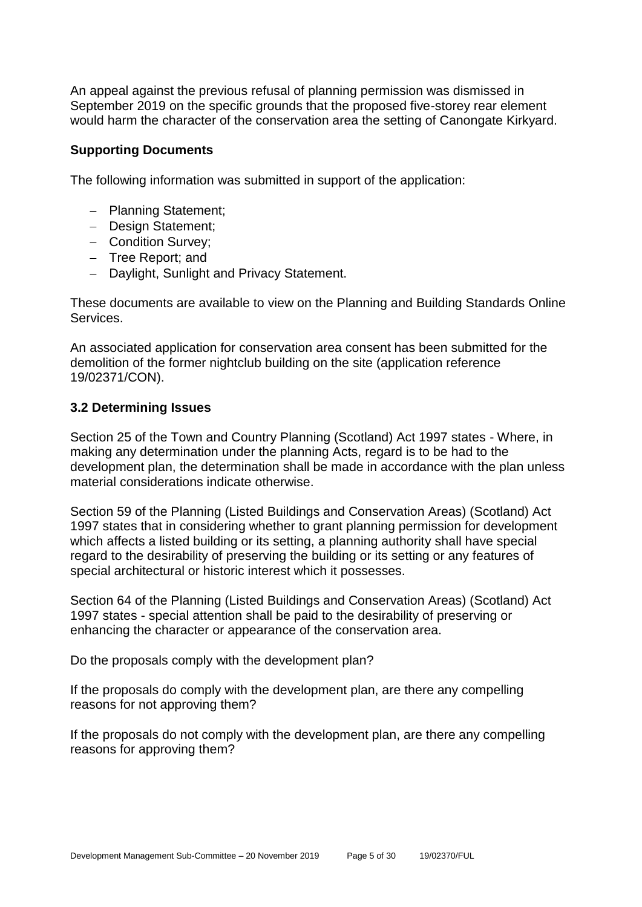An appeal against the previous refusal of planning permission was dismissed in September 2019 on the specific grounds that the proposed five-storey rear element would harm the character of the conservation area the setting of Canongate Kirkyard.

**Supporting Documents**

The following information was submitted in support of the application:

- Planning Statement;
- Design Statement;
- Condition Survey;
- Tree Report; and
- Daylight, Sunlight and Privacy Statement.

These documents are available to view on the Planning and Building Standards Online Services.

An associated application for conservation area consent has been submitted for the demolition of the former nightclub building on the site (application reference 19/02371/CON).

### 3.2 Determining Issues

Section 25 of the Town and Country Planning (Scotland) Act 1997 states - Where, in making any determination under the planning Acts, regard is to be had to the development plan, the determination shall be made in accordance with the plan unless material considerations indicate otherwise.

Section 59 of the Planning (Listed Buildings and Conservation Areas) (Scotland) Act 1997 states that in considering whether to grant planning permission for development which affects a listed building or its setting, a planning authority shall have special regard to the desirability of preserving the building or its setting or any features of special architectural or historic interest which it possesses.

Section 64 of the Planning (Listed Buildings and Conservation Areas) (Scotland) Act 1997 states - special attention shall be paid to the desirability of preserving or enhancing the character or appearance of the conservation area.

Do the proposals comply with the development plan?

If the proposals do comply with the development plan, are there any compelling reasons for not approving them?

If the proposals do not comply with the development plan, are there any compelling reasons for approving them?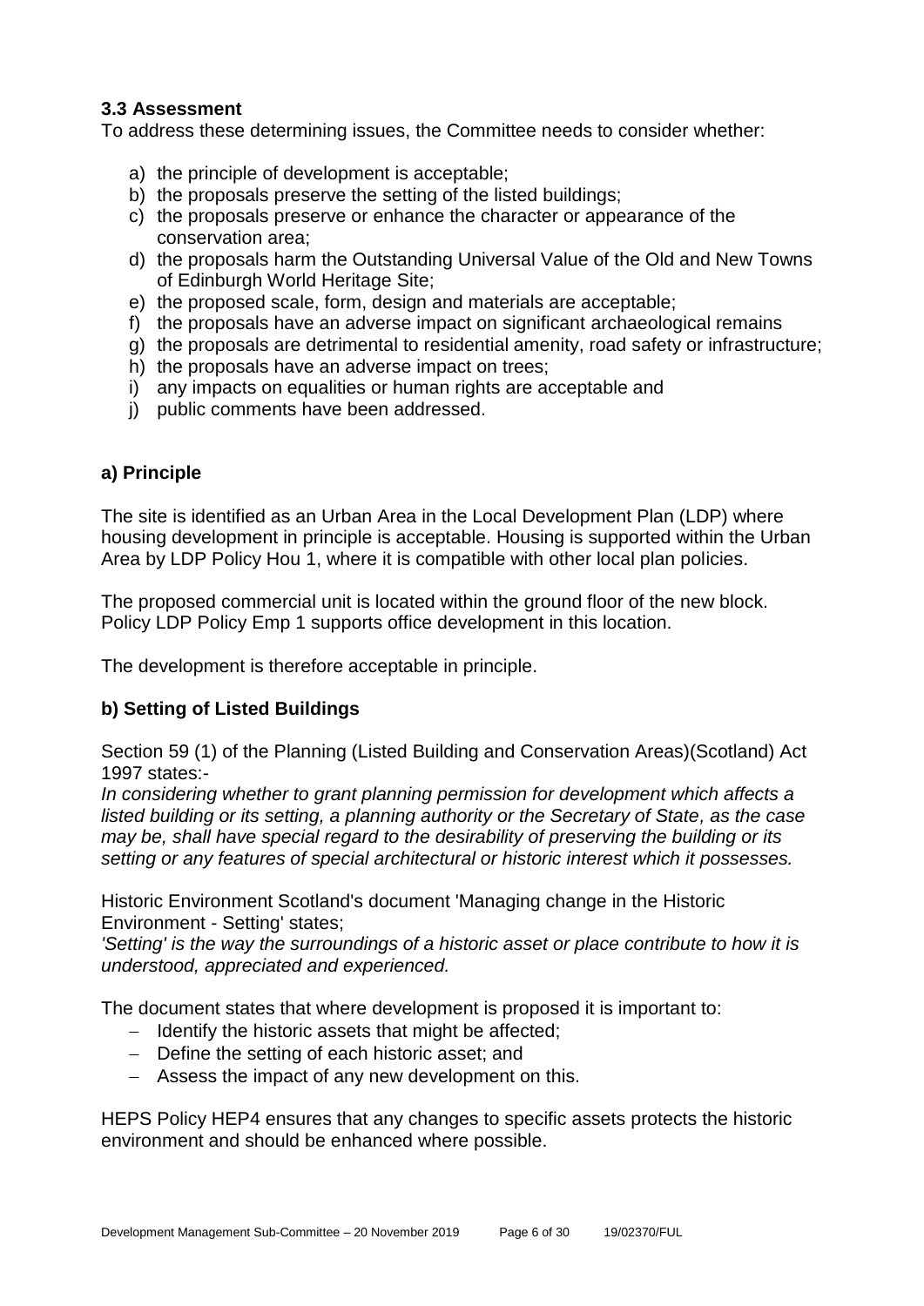### 3.3 Assessment

To address these determining issues, the Committee needs to consider whether:

a) the principle of development is acceptable;
b) the proposals preserve the setting of the listed buildings;
c) the proposals preserve or enhance the character or appearance of the conservation area;
d) the proposals harm the Outstanding Universal Value of the Old and New Towns of Edinburgh World Heritage Site;
e) the proposed scale, form, design and materials are acceptable;
f) the proposals have an adverse impact on significant archaeological remains
g) the proposals are detrimental to residential amenity, road safety or infrastructure;
h) the proposals have an adverse impact on trees;
i) any impacts on equalities or human rights are acceptable and
j) public comments have been addressed.

### a) Principle

The site is identified as an Urban Area in the Local Development Plan (LDP) where housing development in principle is acceptable. Housing is supported within the Urban Area by LDP Policy Hou 1, where it is compatible with other local plan policies.

The proposed commercial unit is located within the ground floor of the new block. Policy LDP Policy Emp 1 supports office development in this location.

The development is therefore acceptable in principle.

### b) Setting of Listed Buildings

Section 59 (1) of the Planning (Listed Building and Conservation Areas)(Scotland) Act 1997 states:-
*In considering whether to grant planning permission for development which affects a listed building or its setting, a planning authority or the Secretary of State, as the case may be, shall have special regard to the desirability of preserving the building or its setting or any features of special architectural or historic interest which it possesses.*

Historic Environment Scotland's document 'Managing change in the Historic Environment - Setting' states;
*'Setting' is the way the surroundings of a historic asset or place contribute to how it is understood, appreciated and experienced.*

The document states that where development is proposed it is important to:

- Identify the historic assets that might be affected;
- Define the setting of each historic asset; and
- Assess the impact of any new development on this.

HEPS Policy HEP4 ensures that any changes to specific assets protects the historic environment and should be enhanced where possible.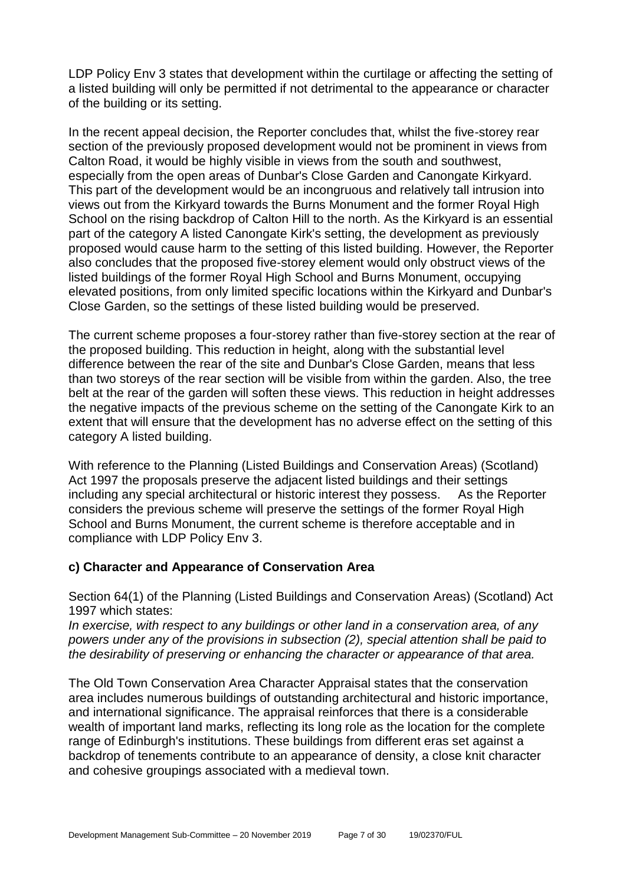LDP Policy Env 3 states that development within the curtilage or affecting the setting of a listed building will only be permitted if not detrimental to the appearance or character of the building or its setting.

In the recent appeal decision, the Reporter concludes that, whilst the five-storey rear section of the previously proposed development would not be prominent in views from Calton Road, it would be highly visible in views from the south and southwest, especially from the open areas of Dunbar's Close Garden and Canongate Kirkyard. This part of the development would be an incongruous and relatively tall intrusion into views out from the Kirkyard towards the Burns Monument and the former Royal High School on the rising backdrop of Calton Hill to the north. As the Kirkyard is an essential part of the category A listed Canongate Kirk's setting, the development as previously proposed would cause harm to the setting of this listed building. However, the Reporter also concludes that the proposed five-storey element would only obstruct views of the listed buildings of the former Royal High School and Burns Monument, occupying elevated positions, from only limited specific locations within the Kirkyard and Dunbar's Close Garden, so the settings of these listed building would be preserved.

The current scheme proposes a four-storey rather than five-storey section at the rear of the proposed building. This reduction in height, along with the substantial level difference between the rear of the site and Dunbar's Close Garden, means that less than two storeys of the rear section will be visible from within the garden. Also, the tree belt at the rear of the garden will soften these views. This reduction in height addresses the negative impacts of the previous scheme on the setting of the Canongate Kirk to an extent that will ensure that the development has no adverse effect on the setting of this category A listed building.

With reference to the Planning (Listed Buildings and Conservation Areas) (Scotland) Act 1997 the proposals preserve the adjacent listed buildings and their settings including any special architectural or historic interest they possess. As the Reporter considers the previous scheme will preserve the settings of the former Royal High School and Burns Monument, the current scheme is therefore acceptable and in compliance with LDP Policy Env 3.

### c) Character and Appearance of Conservation Area

Section 64(1) of the Planning (Listed Buildings and Conservation Areas) (Scotland) Act 1997 which states:

*In exercise, with respect to any buildings or other land in a conservation area, of any powers under any of the provisions in subsection (2), special attention shall be paid to the desirability of preserving or enhancing the character or appearance of that area.*

The Old Town Conservation Area Character Appraisal states that the conservation area includes numerous buildings of outstanding architectural and historic importance, and international significance. The appraisal reinforces that there is a considerable wealth of important land marks, reflecting its long role as the location for the complete range of Edinburgh's institutions. These buildings from different eras set against a backdrop of tenements contribute to an appearance of density, a close knit character and cohesive groupings associated with a medieval town.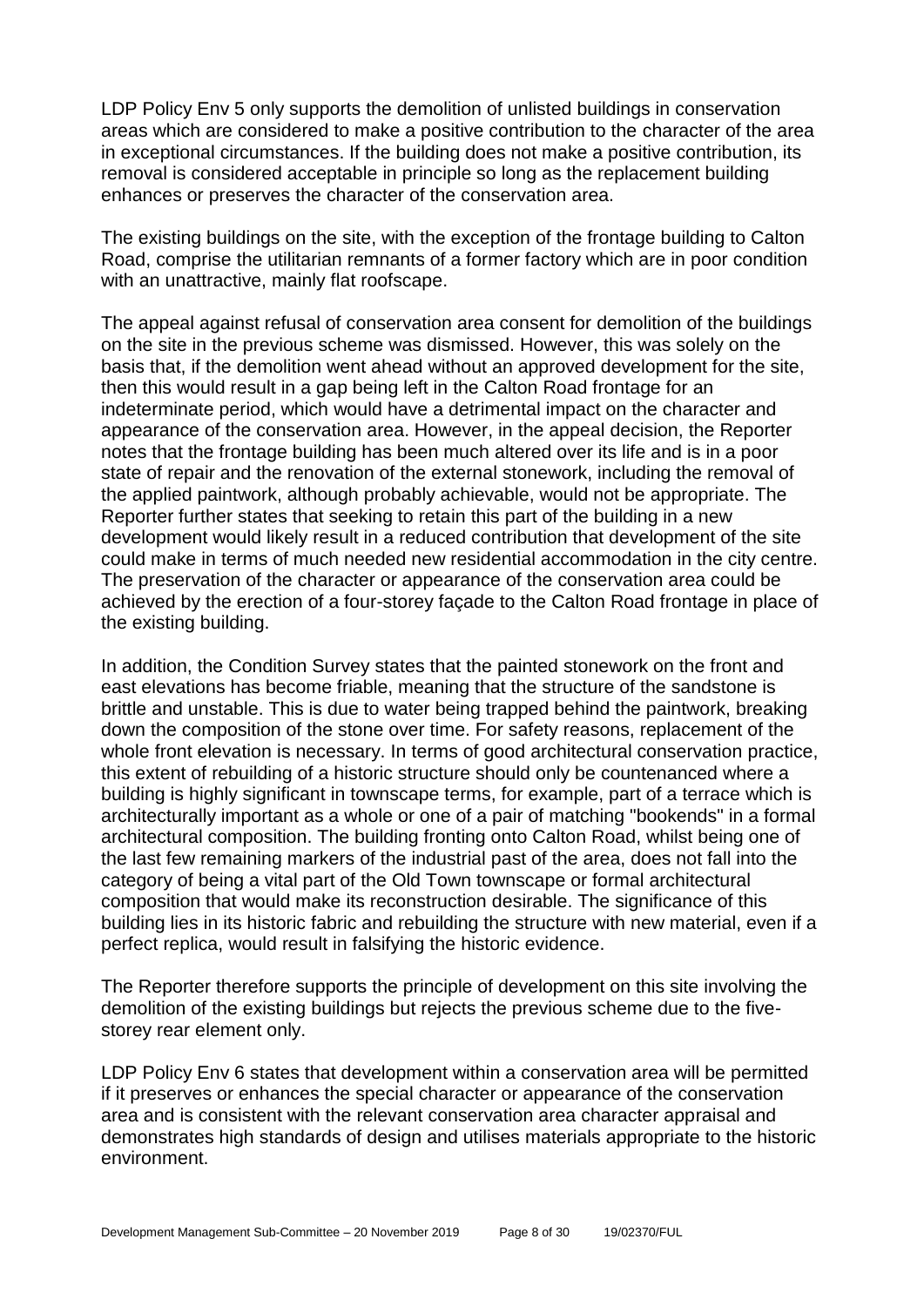LDP Policy Env 5 only supports the demolition of unlisted buildings in conservation areas which are considered to make a positive contribution to the character of the area in exceptional circumstances. If the building does not make a positive contribution, its removal is considered acceptable in principle so long as the replacement building enhances or preserves the character of the conservation area.

The existing buildings on the site, with the exception of the frontage building to Calton Road, comprise the utilitarian remnants of a former factory which are in poor condition with an unattractive, mainly flat roofscape.

The appeal against refusal of conservation area consent for demolition of the buildings on the site in the previous scheme was dismissed. However, this was solely on the basis that, if the demolition went ahead without an approved development for the site, then this would result in a gap being left in the Calton Road frontage for an indeterminate period, which would have a detrimental impact on the character and appearance of the conservation area. However, in the appeal decision, the Reporter notes that the frontage building has been much altered over its life and is in a poor state of repair and the renovation of the external stonework, including the removal of the applied paintwork, although probably achievable, would not be appropriate. The Reporter further states that seeking to retain this part of the building in a new development would likely result in a reduced contribution that development of the site could make in terms of much needed new residential accommodation in the city centre. The preservation of the character or appearance of the conservation area could be achieved by the erection of a four-storey façade to the Calton Road frontage in place of the existing building.

In addition, the Condition Survey states that the painted stonework on the front and east elevations has become friable, meaning that the structure of the sandstone is brittle and unstable. This is due to water being trapped behind the paintwork, breaking down the composition of the stone over time. For safety reasons, replacement of the whole front elevation is necessary. In terms of good architectural conservation practice, this extent of rebuilding of a historic structure should only be countenanced where a building is highly significant in townscape terms, for example, part of a terrace which is architecturally important as a whole or one of a pair of matching "bookends" in a formal architectural composition. The building fronting onto Calton Road, whilst being one of the last few remaining markers of the industrial past of the area, does not fall into the category of being a vital part of the Old Town townscape or formal architectural composition that would make its reconstruction desirable. The significance of this building lies in its historic fabric and rebuilding the structure with new material, even if a perfect replica, would result in falsifying the historic evidence.

The Reporter therefore supports the principle of development on this site involving the demolition of the existing buildings but rejects the previous scheme due to the five-storey rear element only.

LDP Policy Env 6 states that development within a conservation area will be permitted if it preserves or enhances the special character or appearance of the conservation area and is consistent with the relevant conservation area character appraisal and demonstrates high standards of design and utilises materials appropriate to the historic environment.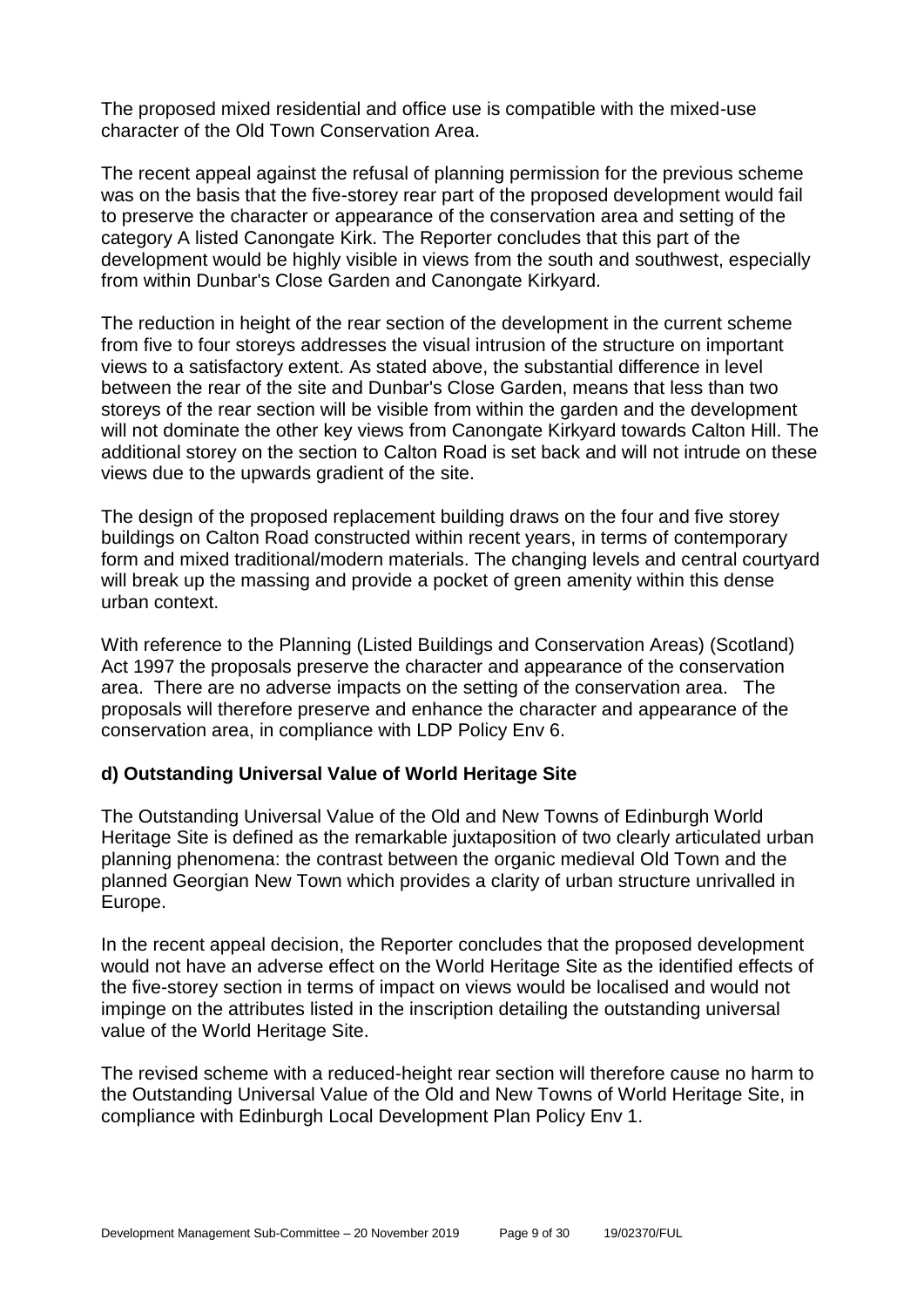The proposed mixed residential and office use is compatible with the mixed-use character of the Old Town Conservation Area.

The recent appeal against the refusal of planning permission for the previous scheme was on the basis that the five-storey rear part of the proposed development would fail to preserve the character or appearance of the conservation area and setting of the category A listed Canongate Kirk. The Reporter concludes that this part of the development would be highly visible in views from the south and southwest, especially from within Dunbar's Close Garden and Canongate Kirkyard.

The reduction in height of the rear section of the development in the current scheme from five to four storeys addresses the visual intrusion of the structure on important views to a satisfactory extent. As stated above, the substantial difference in level between the rear of the site and Dunbar's Close Garden, means that less than two storeys of the rear section will be visible from within the garden and the development will not dominate the other key views from Canongate Kirkyard towards Calton Hill. The additional storey on the section to Calton Road is set back and will not intrude on these views due to the upwards gradient of the site.

The design of the proposed replacement building draws on the four and five storey buildings on Calton Road constructed within recent years, in terms of contemporary form and mixed traditional/modern materials. The changing levels and central courtyard will break up the massing and provide a pocket of green amenity within this dense urban context.

With reference to the Planning (Listed Buildings and Conservation Areas) (Scotland) Act 1997 the proposals preserve the character and appearance of the conservation area. There are no adverse impacts on the setting of the conservation area. The proposals will therefore preserve and enhance the character and appearance of the conservation area, in compliance with LDP Policy Env 6.

### d) Outstanding Universal Value of World Heritage Site

The Outstanding Universal Value of the Old and New Towns of Edinburgh World Heritage Site is defined as the remarkable juxtaposition of two clearly articulated urban planning phenomena: the contrast between the organic medieval Old Town and the planned Georgian New Town which provides a clarity of urban structure unrivalled in Europe.

In the recent appeal decision, the Reporter concludes that the proposed development would not have an adverse effect on the World Heritage Site as the identified effects of the five-storey section in terms of impact on views would be localised and would not impinge on the attributes listed in the inscription detailing the outstanding universal value of the World Heritage Site.

The revised scheme with a reduced-height rear section will therefore cause no harm to the Outstanding Universal Value of the Old and New Towns of World Heritage Site, in compliance with Edinburgh Local Development Plan Policy Env 1.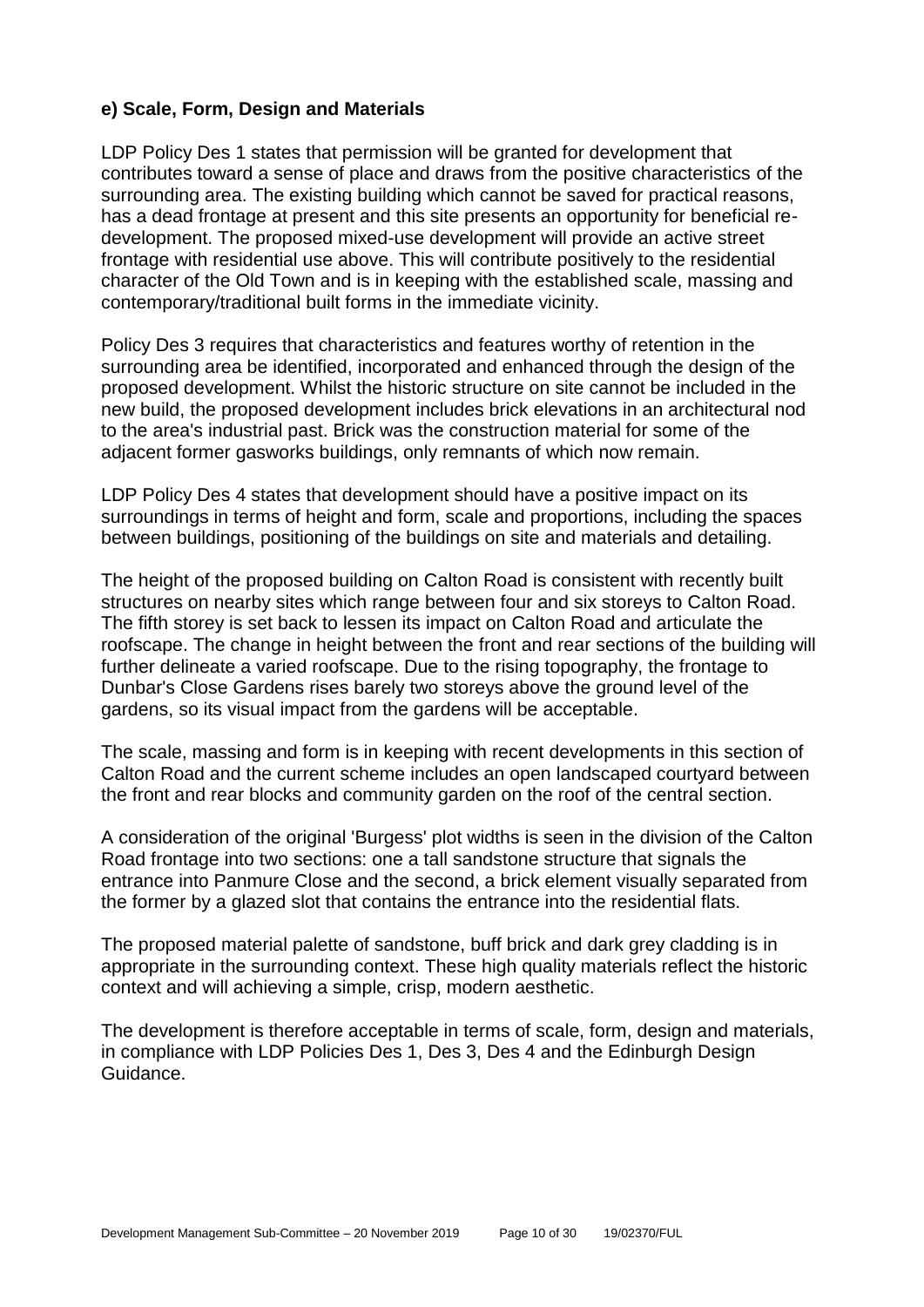### e) Scale, Form, Design and Materials

LDP Policy Des 1 states that permission will be granted for development that contributes toward a sense of place and draws from the positive characteristics of the surrounding area. The existing building which cannot be saved for practical reasons, has a dead frontage at present and this site presents an opportunity for beneficial re-development. The proposed mixed-use development will provide an active street frontage with residential use above. This will contribute positively to the residential character of the Old Town and is in keeping with the established scale, massing and contemporary/traditional built forms in the immediate vicinity.

Policy Des 3 requires that characteristics and features worthy of retention in the surrounding area be identified, incorporated and enhanced through the design of the proposed development. Whilst the historic structure on site cannot be included in the new build, the proposed development includes brick elevations in an architectural nod to the area's industrial past. Brick was the construction material for some of the adjacent former gasworks buildings, only remnants of which now remain.

LDP Policy Des 4 states that development should have a positive impact on its surroundings in terms of height and form, scale and proportions, including the spaces between buildings, positioning of the buildings on site and materials and detailing.

The height of the proposed building on Calton Road is consistent with recently built structures on nearby sites which range between four and six storeys to Calton Road. The fifth storey is set back to lessen its impact on Calton Road and articulate the roofscape. The change in height between the front and rear sections of the building will further delineate a varied roofscape. Due to the rising topography, the frontage to Dunbar's Close Gardens rises barely two storeys above the ground level of the gardens, so its visual impact from the gardens will be acceptable.

The scale, massing and form is in keeping with recent developments in this section of Calton Road and the current scheme includes an open landscaped courtyard between the front and rear blocks and community garden on the roof of the central section.

A consideration of the original 'Burgess' plot widths is seen in the division of the Calton Road frontage into two sections: one a tall sandstone structure that signals the entrance into Panmure Close and the second, a brick element visually separated from the former by a glazed slot that contains the entrance into the residential flats.

The proposed material palette of sandstone, buff brick and dark grey cladding is in appropriate in the surrounding context. These high quality materials reflect the historic context and will achieving a simple, crisp, modern aesthetic.

The development is therefore acceptable in terms of scale, form, design and materials, in compliance with LDP Policies Des 1, Des 3, Des 4 and the Edinburgh Design Guidance.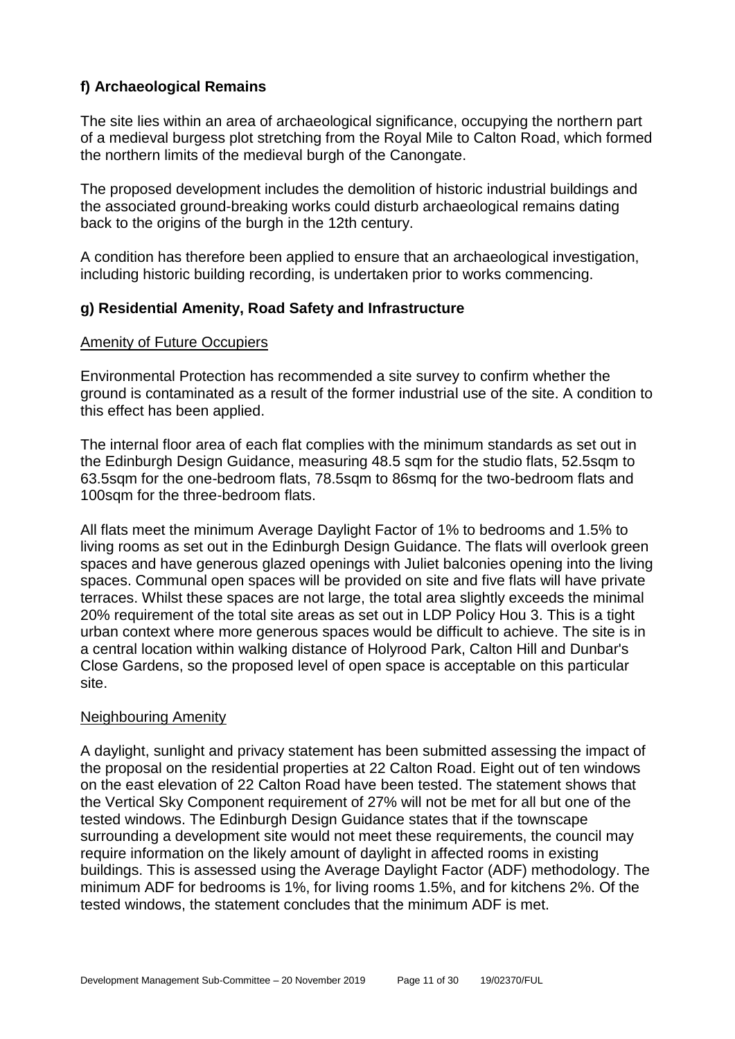### f) Archaeological Remains

The site lies within an area of archaeological significance, occupying the northern part of a medieval burgess plot stretching from the Royal Mile to Calton Road, which formed the northern limits of the medieval burgh of the Canongate.

The proposed development includes the demolition of historic industrial buildings and the associated ground-breaking works could disturb archaeological remains dating back to the origins of the burgh in the 12th century.

A condition has therefore been applied to ensure that an archaeological investigation, including historic building recording, is undertaken prior to works commencing.

### g) Residential Amenity, Road Safety and Infrastructure

Amenity of Future Occupiers

Environmental Protection has recommended a site survey to confirm whether the ground is contaminated as a result of the former industrial use of the site. A condition to this effect has been applied.

The internal floor area of each flat complies with the minimum standards as set out in the Edinburgh Design Guidance, measuring 48.5 sqm for the studio flats, 52.5sqm to 63.5sqm for the one-bedroom flats, 78.5sqm to 86smq for the two-bedroom flats and 100sqm for the three-bedroom flats.

All flats meet the minimum Average Daylight Factor of 1% to bedrooms and 1.5% to living rooms as set out in the Edinburgh Design Guidance. The flats will overlook green spaces and have generous glazed openings with Juliet balconies opening into the living spaces. Communal open spaces will be provided on site and five flats will have private terraces. Whilst these spaces are not large, the total area slightly exceeds the minimal 20% requirement of the total site areas as set out in LDP Policy Hou 3. This is a tight urban context where more generous spaces would be difficult to achieve. The site is in a central location within walking distance of Holyrood Park, Calton Hill and Dunbar's Close Gardens, so the proposed level of open space is acceptable on this particular site.

Neighbouring Amenity

A daylight, sunlight and privacy statement has been submitted assessing the impact of the proposal on the residential properties at 22 Calton Road. Eight out of ten windows on the east elevation of 22 Calton Road have been tested. The statement shows that the Vertical Sky Component requirement of 27% will not be met for all but one of the tested windows. The Edinburgh Design Guidance states that if the townscape surrounding a development site would not meet these requirements, the council may require information on the likely amount of daylight in affected rooms in existing buildings. This is assessed using the Average Daylight Factor (ADF) methodology. The minimum ADF for bedrooms is 1%, for living rooms 1.5%, and for kitchens 2%. Of the tested windows, the statement concludes that the minimum ADF is met.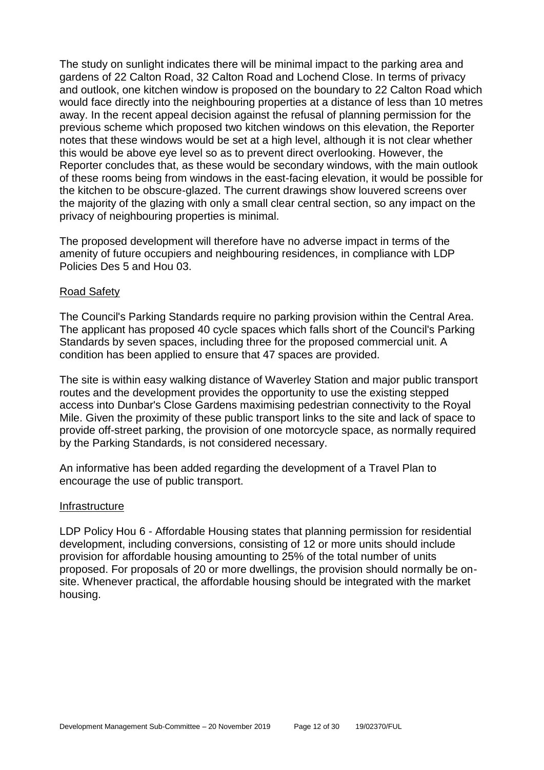The study on sunlight indicates there will be minimal impact to the parking area and gardens of 22 Calton Road, 32 Calton Road and Lochend Close. In terms of privacy and outlook, one kitchen window is proposed on the boundary to 22 Calton Road which would face directly into the neighbouring properties at a distance of less than 10 metres away. In the recent appeal decision against the refusal of planning permission for the previous scheme which proposed two kitchen windows on this elevation, the Reporter notes that these windows would be set at a high level, although it is not clear whether this would be above eye level so as to prevent direct overlooking. However, the Reporter concludes that, as these would be secondary windows, with the main outlook of these rooms being from windows in the east-facing elevation, it would be possible for the kitchen to be obscure-glazed. The current drawings show louvered screens over the majority of the glazing with only a small clear central section, so any impact on the privacy of neighbouring properties is minimal.

The proposed development will therefore have no adverse impact in terms of the amenity of future occupiers and neighbouring residences, in compliance with LDP Policies Des 5 and Hou 03.

## Road Safety

The Council's Parking Standards require no parking provision within the Central Area. The applicant has proposed 40 cycle spaces which falls short of the Council's Parking Standards by seven spaces, including three for the proposed commercial unit. A condition has been applied to ensure that 47 spaces are provided.

The site is within easy walking distance of Waverley Station and major public transport routes and the development provides the opportunity to use the existing stepped access into Dunbar's Close Gardens maximising pedestrian connectivity to the Royal Mile. Given the proximity of these public transport links to the site and lack of space to provide off-street parking, the provision of one motorcycle space, as normally required by the Parking Standards, is not considered necessary.

An informative has been added regarding the development of a Travel Plan to encourage the use of public transport.

## Infrastructure

LDP Policy Hou 6 - Affordable Housing states that planning permission for residential development, including conversions, consisting of 12 or more units should include provision for affordable housing amounting to 25% of the total number of units proposed. For proposals of 20 or more dwellings, the provision should normally be on-site. Whenever practical, the affordable housing should be integrated with the market housing.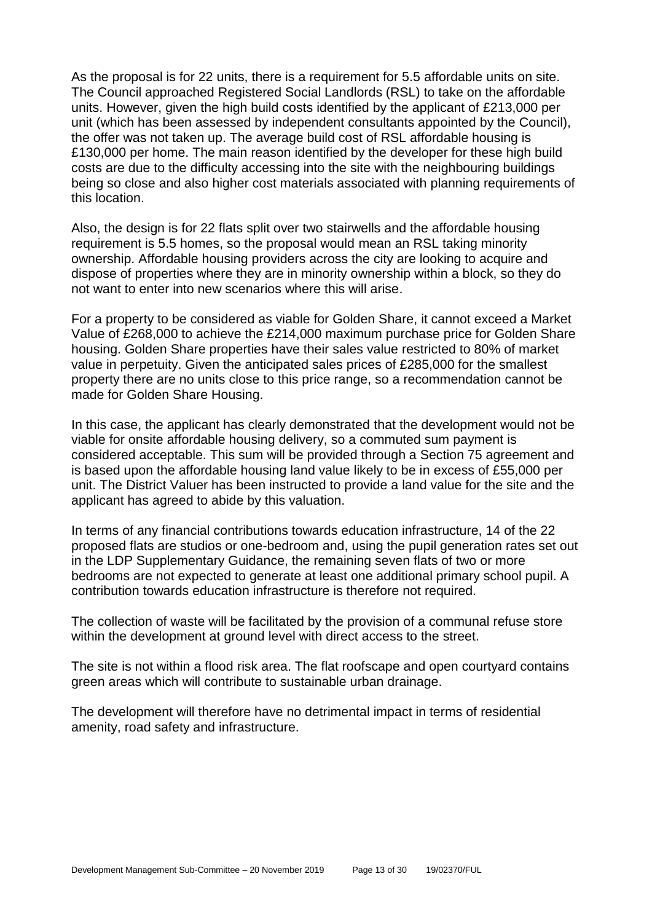As the proposal is for 22 units, there is a requirement for 5.5 affordable units on site. The Council approached Registered Social Landlords (RSL) to take on the affordable units. However, given the high build costs identified by the applicant of £213,000 per unit (which has been assessed by independent consultants appointed by the Council), the offer was not taken up. The average build cost of RSL affordable housing is £130,000 per home. The main reason identified by the developer for these high build costs are due to the difficulty accessing into the site with the neighbouring buildings being so close and also higher cost materials associated with planning requirements of this location.

Also, the design is for 22 flats split over two stairwells and the affordable housing requirement is 5.5 homes, so the proposal would mean an RSL taking minority ownership. Affordable housing providers across the city are looking to acquire and dispose of properties where they are in minority ownership within a block, so they do not want to enter into new scenarios where this will arise.

For a property to be considered as viable for Golden Share, it cannot exceed a Market Value of £268,000 to achieve the £214,000 maximum purchase price for Golden Share housing. Golden Share properties have their sales value restricted to 80% of market value in perpetuity. Given the anticipated sales prices of £285,000 for the smallest property there are no units close to this price range, so a recommendation cannot be made for Golden Share Housing.

In this case, the applicant has clearly demonstrated that the development would not be viable for onsite affordable housing delivery, so a commuted sum payment is considered acceptable. This sum will be provided through a Section 75 agreement and is based upon the affordable housing land value likely to be in excess of £55,000 per unit. The District Valuer has been instructed to provide a land value for the site and the applicant has agreed to abide by this valuation.

In terms of any financial contributions towards education infrastructure, 14 of the 22 proposed flats are studios or one-bedroom and, using the pupil generation rates set out in the LDP Supplementary Guidance, the remaining seven flats of two or more bedrooms are not expected to generate at least one additional primary school pupil. A contribution towards education infrastructure is therefore not required.

The collection of waste will be facilitated by the provision of a communal refuse store within the development at ground level with direct access to the street.

The site is not within a flood risk area. The flat roofscape and open courtyard contains green areas which will contribute to sustainable urban drainage.

The development will therefore have no detrimental impact in terms of residential amenity, road safety and infrastructure.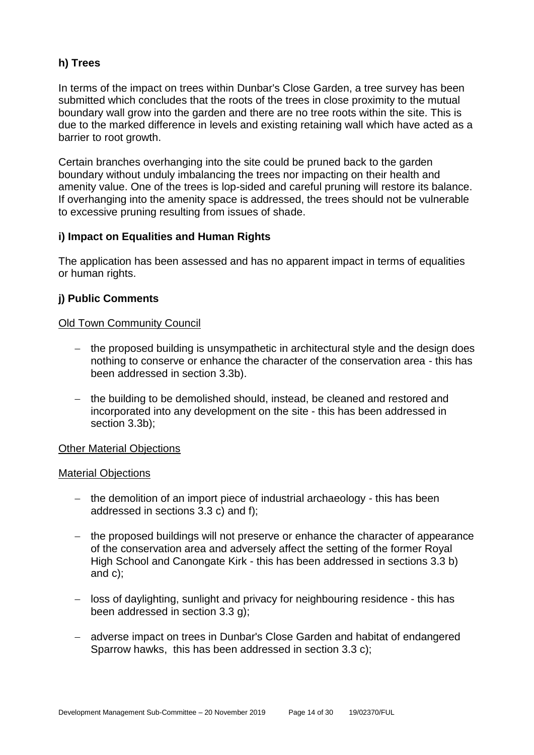### h) Trees

In terms of the impact on trees within Dunbar's Close Garden, a tree survey has been submitted which concludes that the roots of the trees in close proximity to the mutual boundary wall grow into the garden and there are no tree roots within the site. This is due to the marked difference in levels and existing retaining wall which have acted as a barrier to root growth.

Certain branches overhanging into the site could be pruned back to the garden boundary without unduly imbalancing the trees nor impacting on their health and amenity value. One of the trees is lop-sided and careful pruning will restore its balance. If overhanging into the amenity space is addressed, the trees should not be vulnerable to excessive pruning resulting from issues of shade.

### i) Impact on Equalities and Human Rights

The application has been assessed and has no apparent impact in terms of equalities or human rights.

### j) Public Comments

Old Town Community Council

- the proposed building is unsympathetic in architectural style and the design does nothing to conserve or enhance the character of the conservation area - this has been addressed in section 3.3b).
- the building to be demolished should, instead, be cleaned and restored and incorporated into any development on the site - this has been addressed in section 3.3b);

Other Material Objections

Material Objections

- the demolition of an import piece of industrial archaeology - this has been addressed in sections 3.3 c) and f);
- the proposed buildings will not preserve or enhance the character of appearance of the conservation area and adversely affect the setting of the former Royal High School and Canongate Kirk - this has been addressed in sections 3.3 b) and c);
- loss of daylighting, sunlight and privacy for neighbouring residence - this has been addressed in section 3.3 g);
- adverse impact on trees in Dunbar's Close Garden and habitat of endangered Sparrow hawks, this has been addressed in section 3.3 c);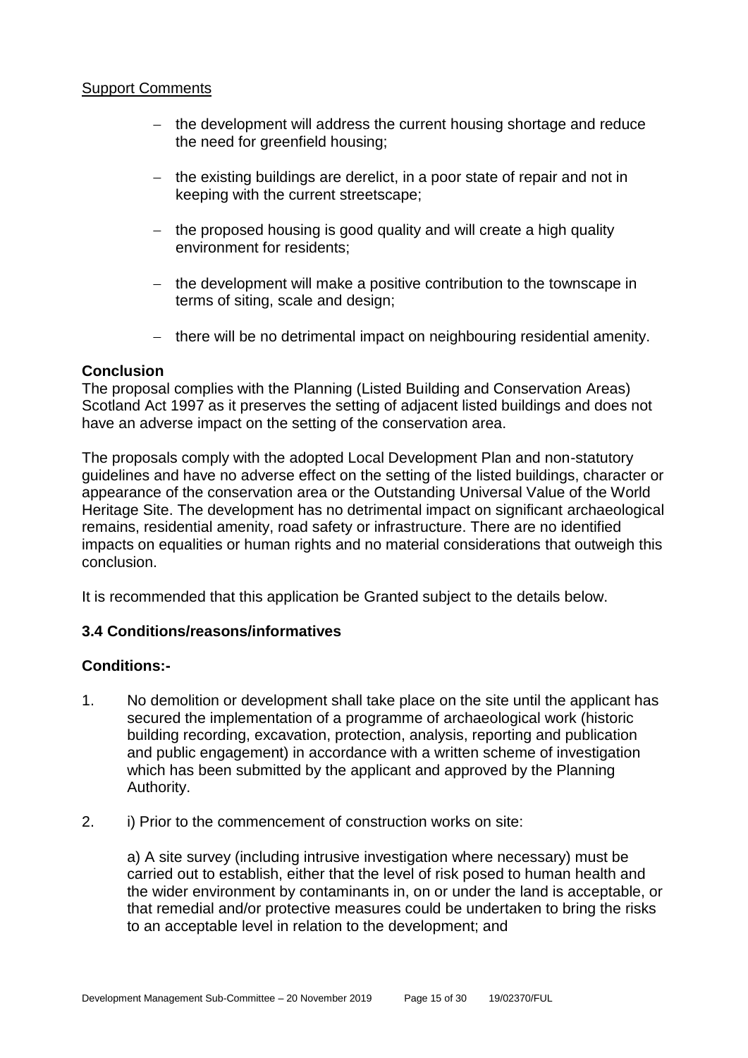Support Comments

- the development will address the current housing shortage and reduce the need for greenfield housing;
- the existing buildings are derelict, in a poor state of repair and not in keeping with the current streetscape;
- the proposed housing is good quality and will create a high quality environment for residents;
- the development will make a positive contribution to the townscape in terms of siting, scale and design;
- there will be no detrimental impact on neighbouring residential amenity.

**Conclusion**

The proposal complies with the Planning (Listed Building and Conservation Areas) Scotland Act 1997 as it preserves the setting of adjacent listed buildings and does not have an adverse impact on the setting of the conservation area.

The proposals comply with the adopted Local Development Plan and non-statutory guidelines and have no adverse effect on the setting of the listed buildings, character or appearance of the conservation area or the Outstanding Universal Value of the World Heritage Site. The development has no detrimental impact on significant archaeological remains, residential amenity, road safety or infrastructure. There are no identified impacts on equalities or human rights and no material considerations that outweigh this conclusion.

It is recommended that this application be Granted subject to the details below.

## 3.4 Conditions/reasons/informatives

**Conditions:-**

1. No demolition or development shall take place on the site until the applicant has secured the implementation of a programme of archaeological work (historic building recording, excavation, protection, analysis, reporting and publication and public engagement) in accordance with a written scheme of investigation which has been submitted by the applicant and approved by the Planning Authority.

2. i) Prior to the commencement of construction works on site:

   a) A site survey (including intrusive investigation where necessary) must be carried out to establish, either that the level of risk posed to human health and the wider environment by contaminants in, on or under the land is acceptable, or that remedial and/or protective measures could be undertaken to bring the risks to an acceptable level in relation to the development; and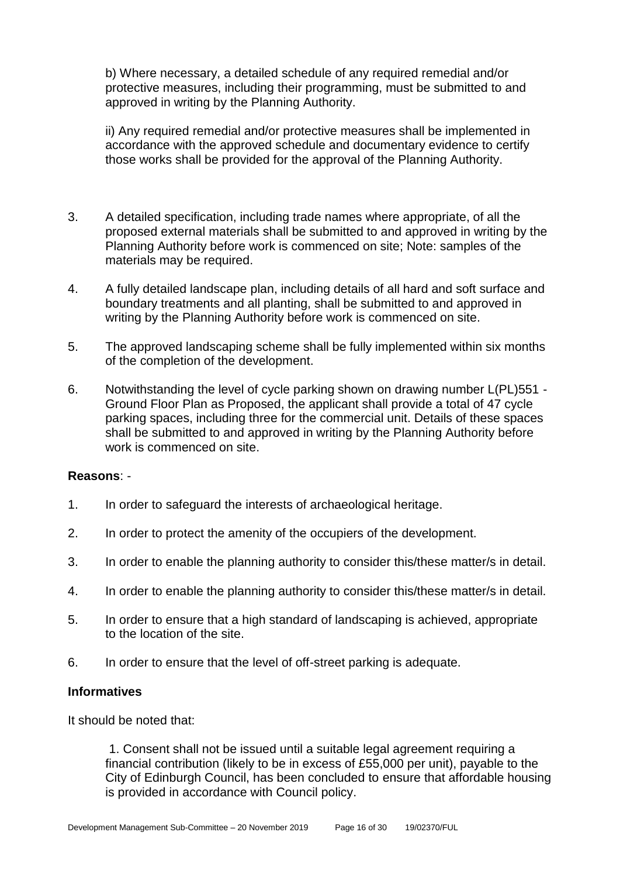b) Where necessary, a detailed schedule of any required remedial and/or protective measures, including their programming, must be submitted to and approved in writing by the Planning Authority.

ii) Any required remedial and/or protective measures shall be implemented in accordance with the approved schedule and documentary evidence to certify those works shall be provided for the approval of the Planning Authority.

3. A detailed specification, including trade names where appropriate, of all the proposed external materials shall be submitted to and approved in writing by the Planning Authority before work is commenced on site; Note: samples of the materials may be required.

4. A fully detailed landscape plan, including details of all hard and soft surface and boundary treatments and all planting, shall be submitted to and approved in writing by the Planning Authority before work is commenced on site.

5. The approved landscaping scheme shall be fully implemented within six months of the completion of the development.

6. Notwithstanding the level of cycle parking shown on drawing number L(PL)551 - Ground Floor Plan as Proposed, the applicant shall provide a total of 47 cycle parking spaces, including three for the commercial unit. Details of these spaces shall be submitted to and approved in writing by the Planning Authority before work is commenced on site.

**Reasons**: -

1. In order to safeguard the interests of archaeological heritage.

2. In order to protect the amenity of the occupiers of the development.

3. In order to enable the planning authority to consider this/these matter/s in detail.

4. In order to enable the planning authority to consider this/these matter/s in detail.

5. In order to ensure that a high standard of landscaping is achieved, appropriate to the location of the site.

6. In order to ensure that the level of off-street parking is adequate.

**Informatives**

It should be noted that:

1. Consent shall not be issued until a suitable legal agreement requiring a financial contribution (likely to be in excess of £55,000 per unit), payable to the City of Edinburgh Council, has been concluded to ensure that affordable housing is provided in accordance with Council policy.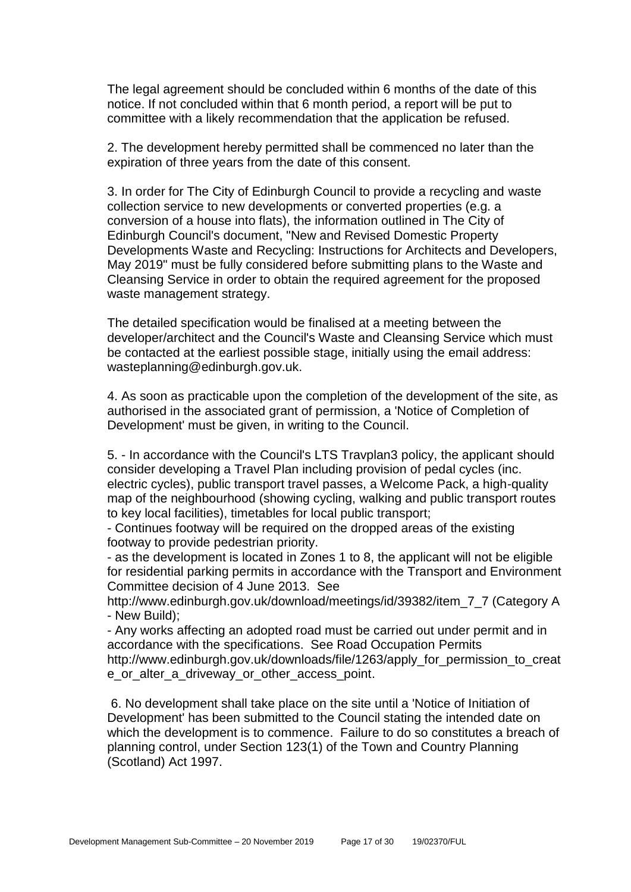The legal agreement should be concluded within 6 months of the date of this notice. If not concluded within that 6 month period, a report will be put to committee with a likely recommendation that the application be refused.

2. The development hereby permitted shall be commenced no later than the expiration of three years from the date of this consent.

3. In order for The City of Edinburgh Council to provide a recycling and waste collection service to new developments or converted properties (e.g. a conversion of a house into flats), the information outlined in The City of Edinburgh Council's document, "New and Revised Domestic Property Developments Waste and Recycling: Instructions for Architects and Developers, May 2019" must be fully considered before submitting plans to the Waste and Cleansing Service in order to obtain the required agreement for the proposed waste management strategy.

The detailed specification would be finalised at a meeting between the developer/architect and the Council's Waste and Cleansing Service which must be contacted at the earliest possible stage, initially using the email address: wasteplanning@edinburgh.gov.uk.

4. As soon as practicable upon the completion of the development of the site, as authorised in the associated grant of permission, a 'Notice of Completion of Development' must be given, in writing to the Council.

5. - In accordance with the Council's LTS Travplan3 policy, the applicant should consider developing a Travel Plan including provision of pedal cycles (inc. electric cycles), public transport travel passes, a Welcome Pack, a high-quality map of the neighbourhood (showing cycling, walking and public transport routes to key local facilities), timetables for local public transport;

- Continues footway will be required on the dropped areas of the existing footway to provide pedestrian priority.

- as the development is located in Zones 1 to 8, the applicant will not be eligible for residential parking permits in accordance with the Transport and Environment Committee decision of 4 June 2013. See http://www.edinburgh.gov.uk/download/meetings/id/39382/item_7_7 (Category A - New Build);

- Any works affecting an adopted road must be carried out under permit and in accordance with the specifications. See Road Occupation Permits http://www.edinburgh.gov.uk/downloads/file/1263/apply_for_permission_to_create_or_alter_a_driveway_or_other_access_point.

6. No development shall take place on the site until a 'Notice of Initiation of Development' has been submitted to the Council stating the intended date on which the development is to commence. Failure to do so constitutes a breach of planning control, under Section 123(1) of the Town and Country Planning (Scotland) Act 1997.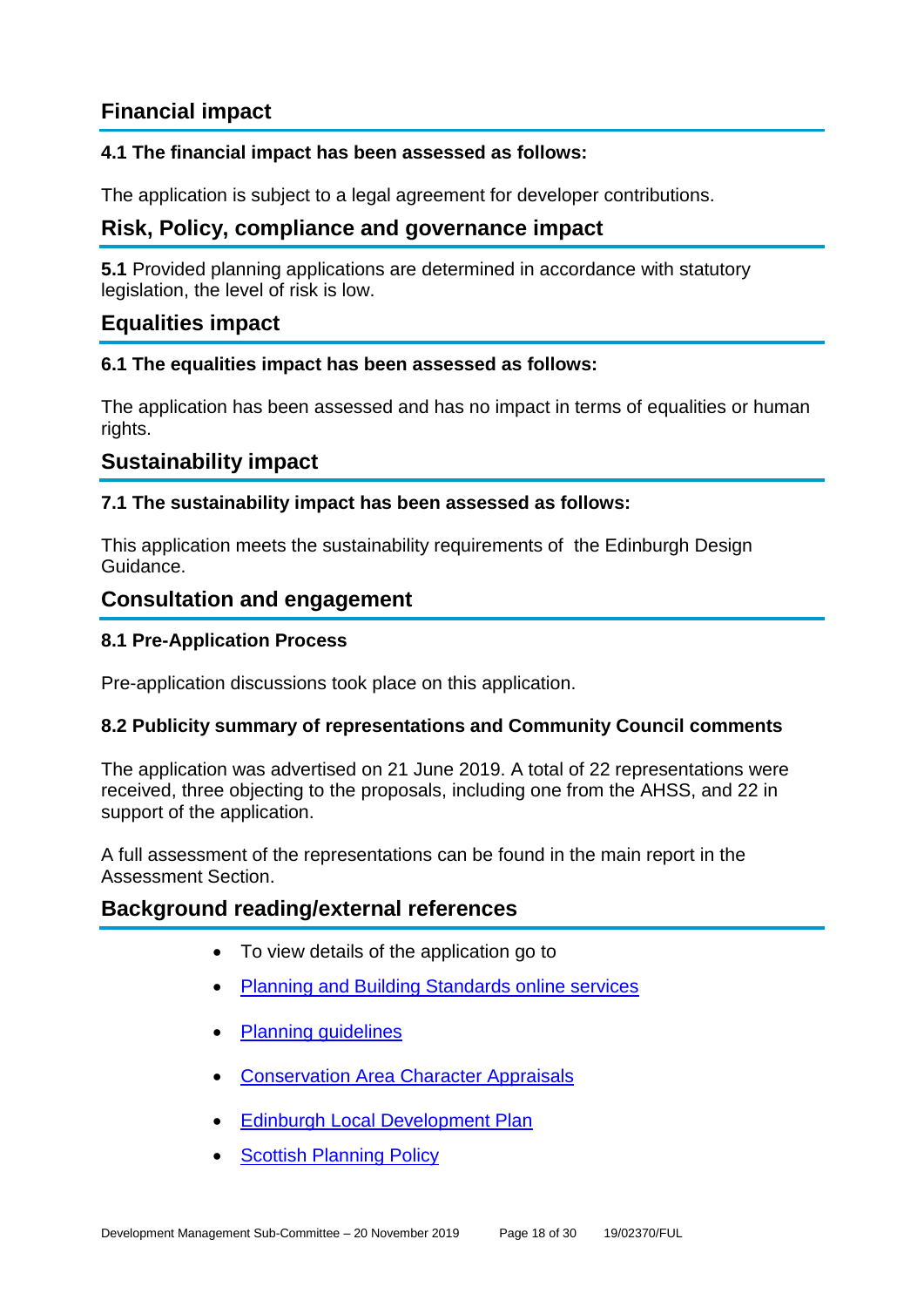## Financial impact

### 4.1 The financial impact has been assessed as follows:

The application is subject to a legal agreement for developer contributions.

## Risk, Policy, compliance and governance impact

**5.1** Provided planning applications are determined in accordance with statutory legislation, the level of risk is low.

## Equalities impact

### 6.1 The equalities impact has been assessed as follows:

The application has been assessed and has no impact in terms of equalities or human rights.

## Sustainability impact

### 7.1 The sustainability impact has been assessed as follows:

This application meets the sustainability requirements of the Edinburgh Design Guidance.

## Consultation and engagement

### 8.1 Pre-Application Process

Pre-application discussions took place on this application.

### 8.2 Publicity summary of representations and Community Council comments

The application was advertised on 21 June 2019. A total of 22 representations were received, three objecting to the proposals, including one from the AHSS, and 22 in support of the application.

A full assessment of the representations can be found in the main report in the Assessment Section.

## Background reading/external references

- To view details of the application go to
- Planning and Building Standards online services
- Planning guidelines
- Conservation Area Character Appraisals
- Edinburgh Local Development Plan
- Scottish Planning Policy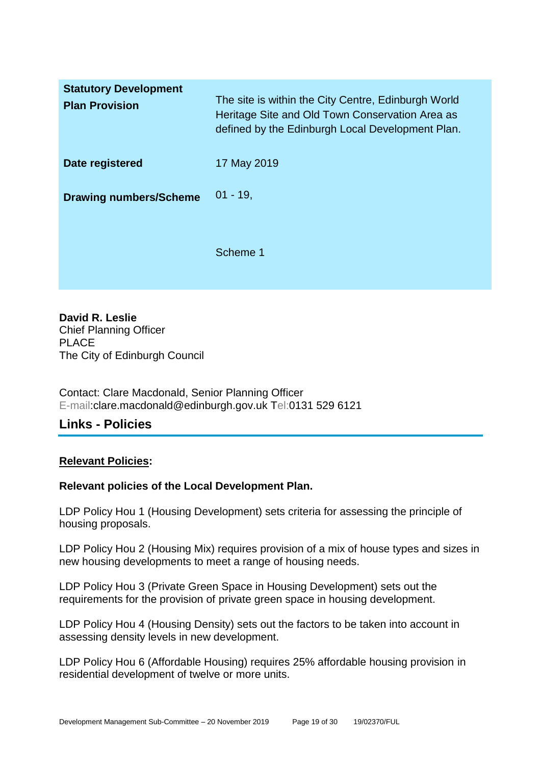| | |
|---|---|
| **Statutory Development Plan Provision** | The site is within the City Centre, Edinburgh World Heritage Site and Old Town Conservation Area as defined by the Edinburgh Local Development Plan. |
| **Date registered** | 17 May 2019 |
| **Drawing numbers/Scheme** | 01 - 19,<br><br>Scheme 1 |

**David R. Leslie**
Chief Planning Officer
PLACE
The City of Edinburgh Council

Contact: Clare Macdonald, Senior Planning Officer
E-mail:clare.macdonald@edinburgh.gov.uk Tel:0131 529 6121

## Links - Policies

**Relevant Policies:**

**Relevant policies of the Local Development Plan.**

LDP Policy Hou 1 (Housing Development) sets criteria for assessing the principle of housing proposals.

LDP Policy Hou 2 (Housing Mix) requires provision of a mix of house types and sizes in new housing developments to meet a range of housing needs.

LDP Policy Hou 3 (Private Green Space in Housing Development) sets out the requirements for the provision of private green space in housing development.

LDP Policy Hou 4 (Housing Density) sets out the factors to be taken into account in assessing density levels in new development.

LDP Policy Hou 6 (Affordable Housing) requires 25% affordable housing provision in residential development of twelve or more units.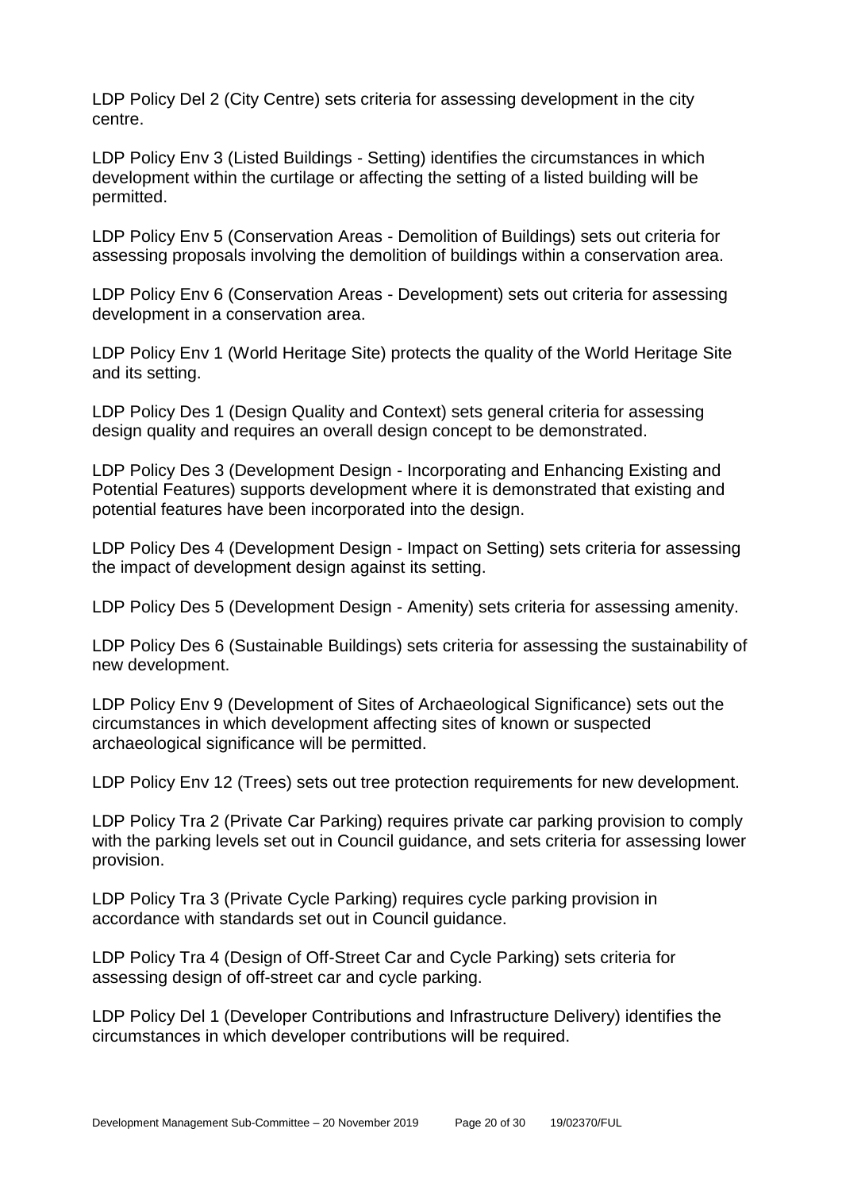LDP Policy Del 2 (City Centre) sets criteria for assessing development in the city centre.

LDP Policy Env 3 (Listed Buildings - Setting) identifies the circumstances in which development within the curtilage or affecting the setting of a listed building will be permitted.

LDP Policy Env 5 (Conservation Areas - Demolition of Buildings) sets out criteria for assessing proposals involving the demolition of buildings within a conservation area.

LDP Policy Env 6 (Conservation Areas - Development) sets out criteria for assessing development in a conservation area.

LDP Policy Env 1 (World Heritage Site) protects the quality of the World Heritage Site and its setting.

LDP Policy Des 1 (Design Quality and Context) sets general criteria for assessing design quality and requires an overall design concept to be demonstrated.

LDP Policy Des 3 (Development Design - Incorporating and Enhancing Existing and Potential Features) supports development where it is demonstrated that existing and potential features have been incorporated into the design.

LDP Policy Des 4 (Development Design - Impact on Setting) sets criteria for assessing the impact of development design against its setting.

LDP Policy Des 5 (Development Design - Amenity) sets criteria for assessing amenity.

LDP Policy Des 6 (Sustainable Buildings) sets criteria for assessing the sustainability of new development.

LDP Policy Env 9 (Development of Sites of Archaeological Significance) sets out the circumstances in which development affecting sites of known or suspected archaeological significance will be permitted.

LDP Policy Env 12 (Trees) sets out tree protection requirements for new development.

LDP Policy Tra 2 (Private Car Parking) requires private car parking provision to comply with the parking levels set out in Council guidance, and sets criteria for assessing lower provision.

LDP Policy Tra 3 (Private Cycle Parking) requires cycle parking provision in accordance with standards set out in Council guidance.

LDP Policy Tra 4 (Design of Off-Street Car and Cycle Parking) sets criteria for assessing design of off-street car and cycle parking.

LDP Policy Del 1 (Developer Contributions and Infrastructure Delivery) identifies the circumstances in which developer contributions will be required.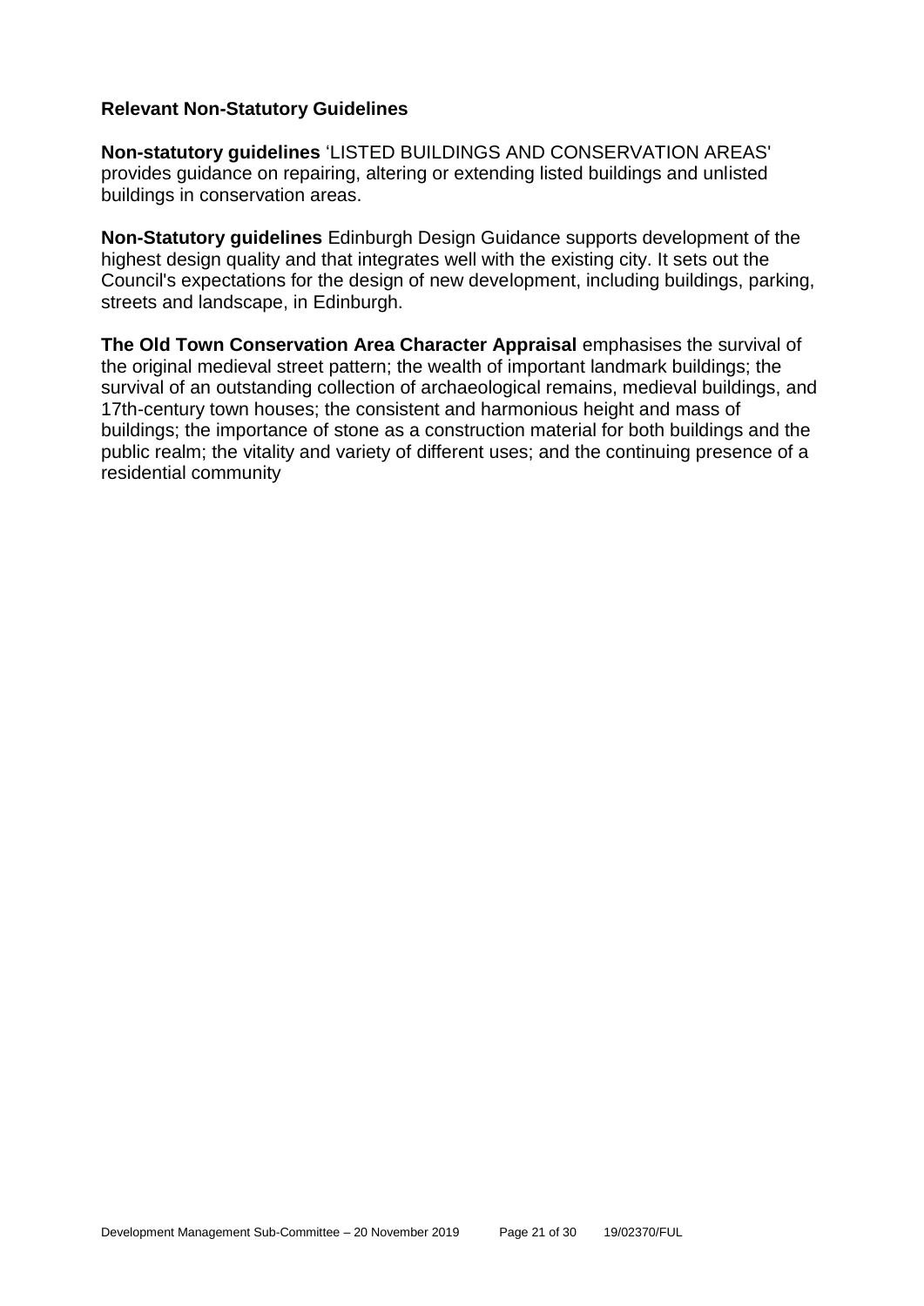**Relevant Non-Statutory Guidelines**

**Non-statutory guidelines** 'LISTED BUILDINGS AND CONSERVATION AREAS' provides guidance on repairing, altering or extending listed buildings and unlisted buildings in conservation areas.

**Non-Statutory guidelines** Edinburgh Design Guidance supports development of the highest design quality and that integrates well with the existing city. It sets out the Council's expectations for the design of new development, including buildings, parking, streets and landscape, in Edinburgh.

**The Old Town Conservation Area Character Appraisal** emphasises the survival of the original medieval street pattern; the wealth of important landmark buildings; the survival of an outstanding collection of archaeological remains, medieval buildings, and 17th-century town houses; the consistent and harmonious height and mass of buildings; the importance of stone as a construction material for both buildings and the public realm; the vitality and variety of different uses; and the continuing presence of a residential community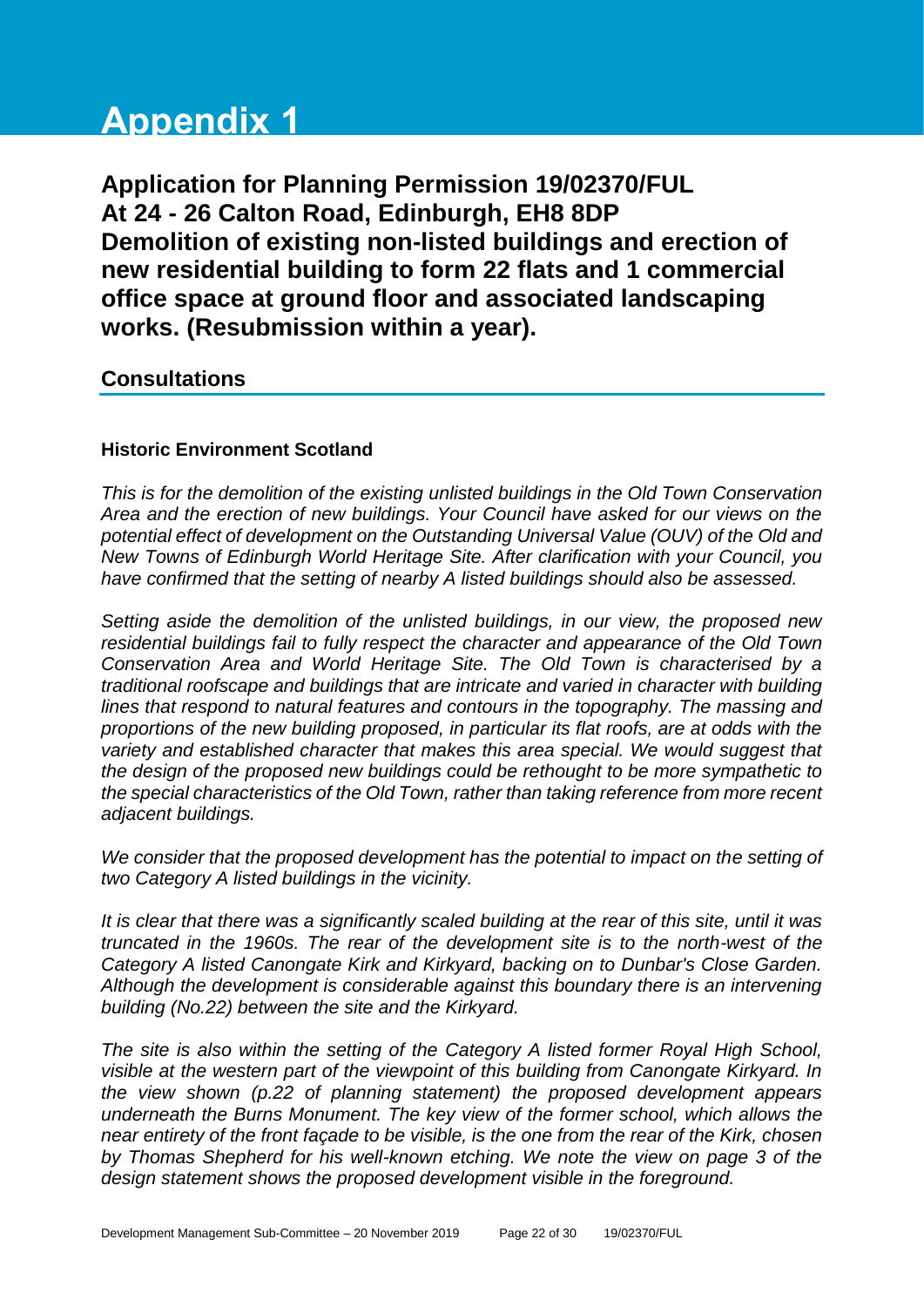# Appendix 1

**Application for Planning Permission 19/02370/FUL**
**At 24 - 26 Calton Road, Edinburgh, EH8 8DP**
**Demolition of existing non-listed buildings and erection of new residential building to form 22 flats and 1 commercial office space at ground floor and associated landscaping works. (Resubmission within a year).**

## Consultations

### Historic Environment Scotland

*This is for the demolition of the existing unlisted buildings in the Old Town Conservation Area and the erection of new buildings. Your Council have asked for our views on the potential effect of development on the Outstanding Universal Value (OUV) of the Old and New Towns of Edinburgh World Heritage Site. After clarification with your Council, you have confirmed that the setting of nearby A listed buildings should also be assessed.*

*Setting aside the demolition of the unlisted buildings, in our view, the proposed new residential buildings fail to fully respect the character and appearance of the Old Town Conservation Area and World Heritage Site. The Old Town is characterised by a traditional roofscape and buildings that are intricate and varied in character with building lines that respond to natural features and contours in the topography. The massing and proportions of the new building proposed, in particular its flat roofs, are at odds with the variety and established character that makes this area special. We would suggest that the design of the proposed new buildings could be rethought to be more sympathetic to the special characteristics of the Old Town, rather than taking reference from more recent adjacent buildings.*

*We consider that the proposed development has the potential to impact on the setting of two Category A listed buildings in the vicinity.*

*It is clear that there was a significantly scaled building at the rear of this site, until it was truncated in the 1960s. The rear of the development site is to the north-west of the Category A listed Canongate Kirk and Kirkyard, backing on to Dunbar's Close Garden. Although the development is considerable against this boundary there is an intervening building (No.22) between the site and the Kirkyard.*

*The site is also within the setting of the Category A listed former Royal High School, visible at the western part of the viewpoint of this building from Canongate Kirkyard. In the view shown (p.22 of planning statement) the proposed development appears underneath the Burns Monument. The key view of the former school, which allows the near entirety of the front façade to be visible, is the one from the rear of the Kirk, chosen by Thomas Shepherd for his well-known etching. We note the view on page 3 of the design statement shows the proposed development visible in the foreground.*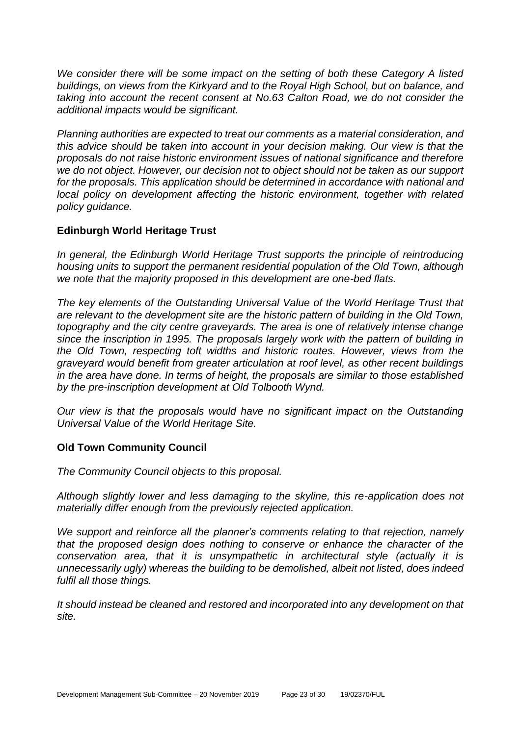*We consider there will be some impact on the setting of both these Category A listed buildings, on views from the Kirkyard and to the Royal High School, but on balance, and taking into account the recent consent at No.63 Calton Road, we do not consider the additional impacts would be significant.*

*Planning authorities are expected to treat our comments as a material consideration, and this advice should be taken into account in your decision making. Our view is that the proposals do not raise historic environment issues of national significance and therefore we do not object. However, our decision not to object should not be taken as our support for the proposals. This application should be determined in accordance with national and local policy on development affecting the historic environment, together with related policy guidance.*

**Edinburgh World Heritage Trust**

*In general, the Edinburgh World Heritage Trust supports the principle of reintroducing housing units to support the permanent residential population of the Old Town, although we note that the majority proposed in this development are one-bed flats.*

*The key elements of the Outstanding Universal Value of the World Heritage Trust that are relevant to the development site are the historic pattern of building in the Old Town, topography and the city centre graveyards. The area is one of relatively intense change since the inscription in 1995. The proposals largely work with the pattern of building in the Old Town, respecting toft widths and historic routes. However, views from the graveyard would benefit from greater articulation at roof level, as other recent buildings in the area have done. In terms of height, the proposals are similar to those established by the pre-inscription development at Old Tolbooth Wynd.*

*Our view is that the proposals would have no significant impact on the Outstanding Universal Value of the World Heritage Site.*

**Old Town Community Council**

*The Community Council objects to this proposal.*

*Although slightly lower and less damaging to the skyline, this re-application does not materially differ enough from the previously rejected application.*

*We support and reinforce all the planner's comments relating to that rejection, namely that the proposed design does nothing to conserve or enhance the character of the conservation area, that it is unsympathetic in architectural style (actually it is unnecessarily ugly) whereas the building to be demolished, albeit not listed, does indeed fulfil all those things.*

*It should instead be cleaned and restored and incorporated into any development on that site.*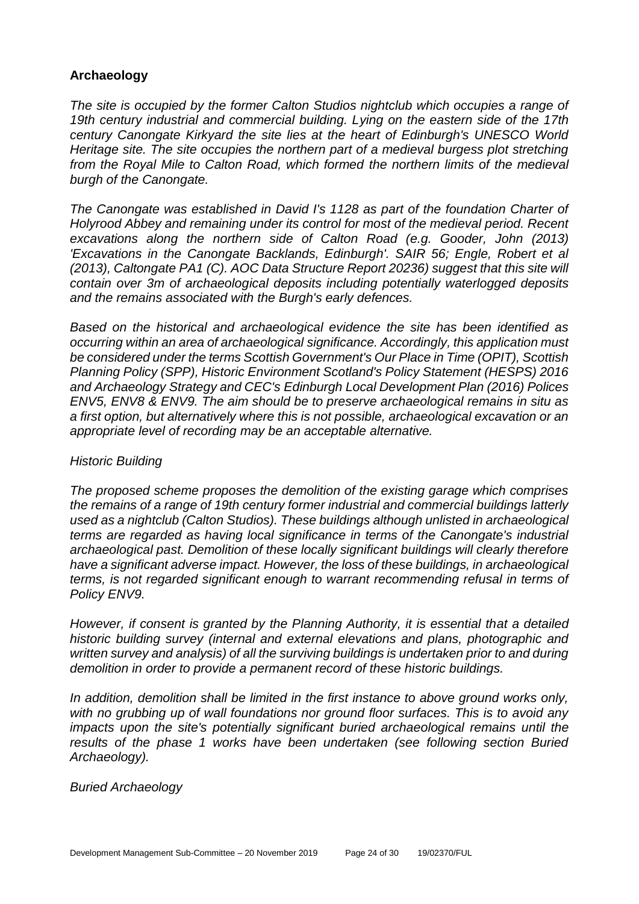**Archaeology**

*The site is occupied by the former Calton Studios nightclub which occupies a range of 19th century industrial and commercial building. Lying on the eastern side of the 17th century Canongate Kirkyard the site lies at the heart of Edinburgh's UNESCO World Heritage site. The site occupies the northern part of a medieval burgess plot stretching from the Royal Mile to Calton Road, which formed the northern limits of the medieval burgh of the Canongate.*

*The Canongate was established in David I's 1128 as part of the foundation Charter of Holyrood Abbey and remaining under its control for most of the medieval period. Recent excavations along the northern side of Calton Road (e.g. Gooder, John (2013) 'Excavations in the Canongate Backlands, Edinburgh'. SAIR 56; Engle, Robert et al (2013), Caltongate PA1 (C). AOC Data Structure Report 20236) suggest that this site will contain over 3m of archaeological deposits including potentially waterlogged deposits and the remains associated with the Burgh's early defences.*

*Based on the historical and archaeological evidence the site has been identified as occurring within an area of archaeological significance. Accordingly, this application must be considered under the terms Scottish Government's Our Place in Time (OPIT), Scottish Planning Policy (SPP), Historic Environment Scotland's Policy Statement (HESPS) 2016 and Archaeology Strategy and CEC's Edinburgh Local Development Plan (2016) Polices ENV5, ENV8 & ENV9. The aim should be to preserve archaeological remains in situ as a first option, but alternatively where this is not possible, archaeological excavation or an appropriate level of recording may be an acceptable alternative.*

*Historic Building*

*The proposed scheme proposes the demolition of the existing garage which comprises the remains of a range of 19th century former industrial and commercial buildings latterly used as a nightclub (Calton Studios). These buildings although unlisted in archaeological terms are regarded as having local significance in terms of the Canongate's industrial archaeological past. Demolition of these locally significant buildings will clearly therefore have a significant adverse impact. However, the loss of these buildings, in archaeological terms, is not regarded significant enough to warrant recommending refusal in terms of Policy ENV9.*

*However, if consent is granted by the Planning Authority, it is essential that a detailed historic building survey (internal and external elevations and plans, photographic and written survey and analysis) of all the surviving buildings is undertaken prior to and during demolition in order to provide a permanent record of these historic buildings.*

*In addition, demolition shall be limited in the first instance to above ground works only, with no grubbing up of wall foundations nor ground floor surfaces. This is to avoid any impacts upon the site's potentially significant buried archaeological remains until the results of the phase 1 works have been undertaken (see following section Buried Archaeology).*

*Buried Archaeology*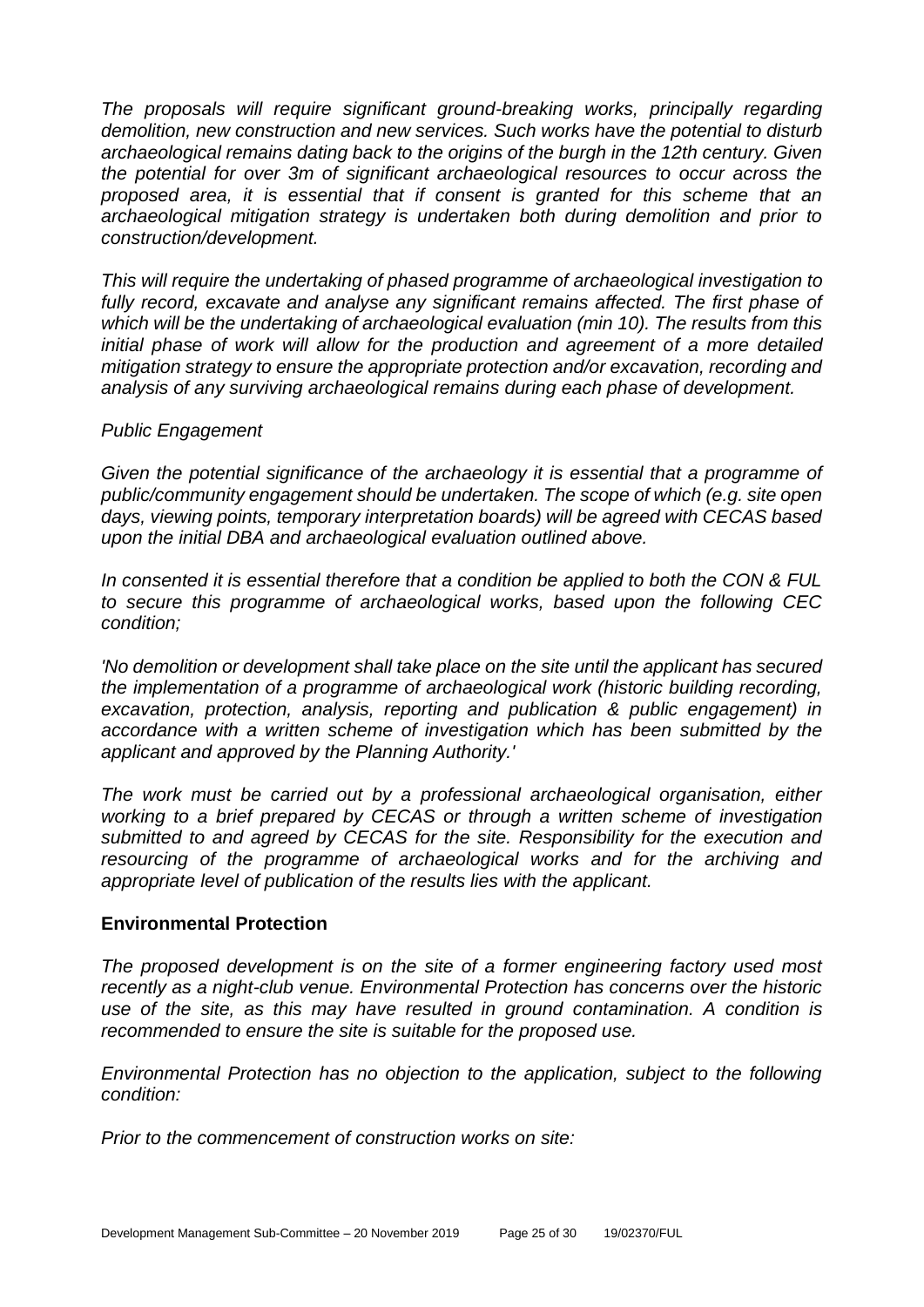*The proposals will require significant ground-breaking works, principally regarding demolition, new construction and new services. Such works have the potential to disturb archaeological remains dating back to the origins of the burgh in the 12th century. Given the potential for over 3m of significant archaeological resources to occur across the proposed area, it is essential that if consent is granted for this scheme that an archaeological mitigation strategy is undertaken both during demolition and prior to construction/development.*

*This will require the undertaking of phased programme of archaeological investigation to fully record, excavate and analyse any significant remains affected. The first phase of which will be the undertaking of archaeological evaluation (min 10). The results from this initial phase of work will allow for the production and agreement of a more detailed mitigation strategy to ensure the appropriate protection and/or excavation, recording and analysis of any surviving archaeological remains during each phase of development.*

*Public Engagement*

*Given the potential significance of the archaeology it is essential that a programme of public/community engagement should be undertaken. The scope of which (e.g. site open days, viewing points, temporary interpretation boards) will be agreed with CECAS based upon the initial DBA and archaeological evaluation outlined above.*

*In consented it is essential therefore that a condition be applied to both the CON & FUL to secure this programme of archaeological works, based upon the following CEC condition;*

*'No demolition or development shall take place on the site until the applicant has secured the implementation of a programme of archaeological work (historic building recording, excavation, protection, analysis, reporting and publication & public engagement) in accordance with a written scheme of investigation which has been submitted by the applicant and approved by the Planning Authority.'*

*The work must be carried out by a professional archaeological organisation, either working to a brief prepared by CECAS or through a written scheme of investigation submitted to and agreed by CECAS for the site. Responsibility for the execution and resourcing of the programme of archaeological works and for the archiving and appropriate level of publication of the results lies with the applicant.*

**Environmental Protection**

*The proposed development is on the site of a former engineering factory used most recently as a night-club venue. Environmental Protection has concerns over the historic use of the site, as this may have resulted in ground contamination. A condition is recommended to ensure the site is suitable for the proposed use.*

*Environmental Protection has no objection to the application, subject to the following condition:*

*Prior to the commencement of construction works on site:*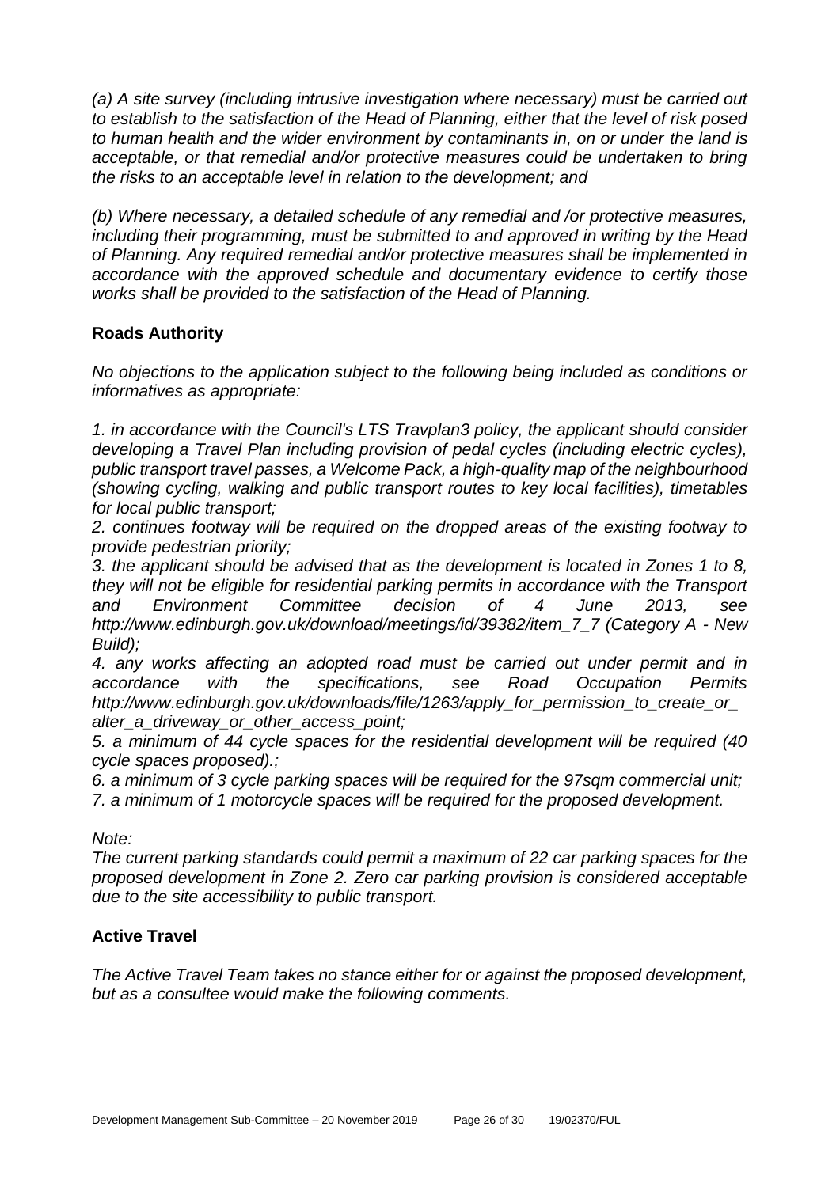*(a) A site survey (including intrusive investigation where necessary) must be carried out to establish to the satisfaction of the Head of Planning, either that the level of risk posed to human health and the wider environment by contaminants in, on or under the land is acceptable, or that remedial and/or protective measures could be undertaken to bring the risks to an acceptable level in relation to the development; and*

*(b) Where necessary, a detailed schedule of any remedial and /or protective measures, including their programming, must be submitted to and approved in writing by the Head of Planning. Any required remedial and/or protective measures shall be implemented in accordance with the approved schedule and documentary evidence to certify those works shall be provided to the satisfaction of the Head of Planning.*

## Roads Authority

*No objections to the application subject to the following being included as conditions or informatives as appropriate:*

*1. in accordance with the Council's LTS Travplan3 policy, the applicant should consider developing a Travel Plan including provision of pedal cycles (including electric cycles), public transport travel passes, a Welcome Pack, a high-quality map of the neighbourhood (showing cycling, walking and public transport routes to key local facilities), timetables for local public transport;*
*2. continues footway will be required on the dropped areas of the existing footway to provide pedestrian priority;*
*3. the applicant should be advised that as the development is located in Zones 1 to 8, they will not be eligible for residential parking permits in accordance with the Transport and Environment Committee decision of 4 June 2013, see http://www.edinburgh.gov.uk/download/meetings/id/39382/item_7_7 (Category A - New Build);*
*4. any works affecting an adopted road must be carried out under permit and in accordance with the specifications, see Road Occupation Permits http://www.edinburgh.gov.uk/downloads/file/1263/apply_for_permission_to_create_or_alter_a_driveway_or_other_access_point;*
*5. a minimum of 44 cycle spaces for the residential development will be required (40 cycle spaces proposed).;*
*6. a minimum of 3 cycle parking spaces will be required for the 97sqm commercial unit;*
*7. a minimum of 1 motorcycle spaces will be required for the proposed development.*

*Note:*
*The current parking standards could permit a maximum of 22 car parking spaces for the proposed development in Zone 2. Zero car parking provision is considered acceptable due to the site accessibility to public transport.*

## Active Travel

*The Active Travel Team takes no stance either for or against the proposed development, but as a consultee would make the following comments.*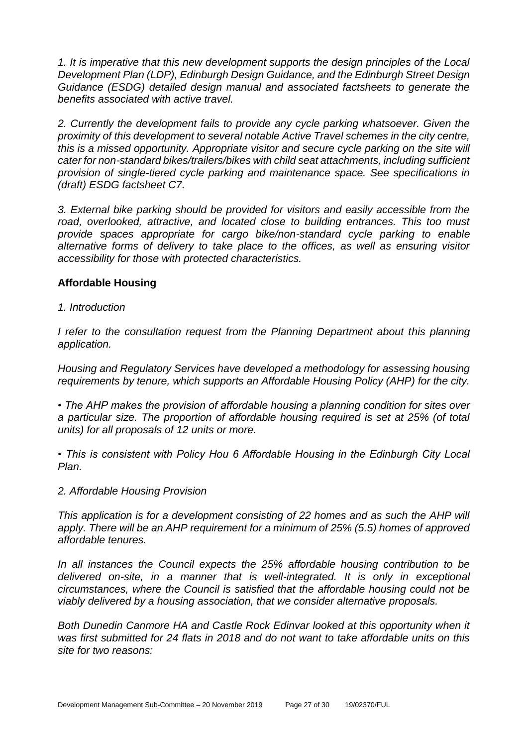*1. It is imperative that this new development supports the design principles of the Local Development Plan (LDP), Edinburgh Design Guidance, and the Edinburgh Street Design Guidance (ESDG) detailed design manual and associated factsheets to generate the benefits associated with active travel.*

*2. Currently the development fails to provide any cycle parking whatsoever. Given the proximity of this development to several notable Active Travel schemes in the city centre, this is a missed opportunity. Appropriate visitor and secure cycle parking on the site will cater for non-standard bikes/trailers/bikes with child seat attachments, including sufficient provision of single-tiered cycle parking and maintenance space. See specifications in (draft) ESDG factsheet C7.*

*3. External bike parking should be provided for visitors and easily accessible from the road, overlooked, attractive, and located close to building entrances. This too must provide spaces appropriate for cargo bike/non-standard cycle parking to enable alternative forms of delivery to take place to the offices, as well as ensuring visitor accessibility for those with protected characteristics.*

**Affordable Housing**

*1. Introduction*

*I refer to the consultation request from the Planning Department about this planning application.*

*Housing and Regulatory Services have developed a methodology for assessing housing requirements by tenure, which supports an Affordable Housing Policy (AHP) for the city.*

*• The AHP makes the provision of affordable housing a planning condition for sites over a particular size. The proportion of affordable housing required is set at 25% (of total units) for all proposals of 12 units or more.*

*• This is consistent with Policy Hou 6 Affordable Housing in the Edinburgh City Local Plan.*

*2. Affordable Housing Provision*

*This application is for a development consisting of 22 homes and as such the AHP will apply. There will be an AHP requirement for a minimum of 25% (5.5) homes of approved affordable tenures.*

*In all instances the Council expects the 25% affordable housing contribution to be delivered on-site, in a manner that is well-integrated. It is only in exceptional circumstances, where the Council is satisfied that the affordable housing could not be viably delivered by a housing association, that we consider alternative proposals.*

*Both Dunedin Canmore HA and Castle Rock Edinvar looked at this opportunity when it was first submitted for 24 flats in 2018 and do not want to take affordable units on this site for two reasons:*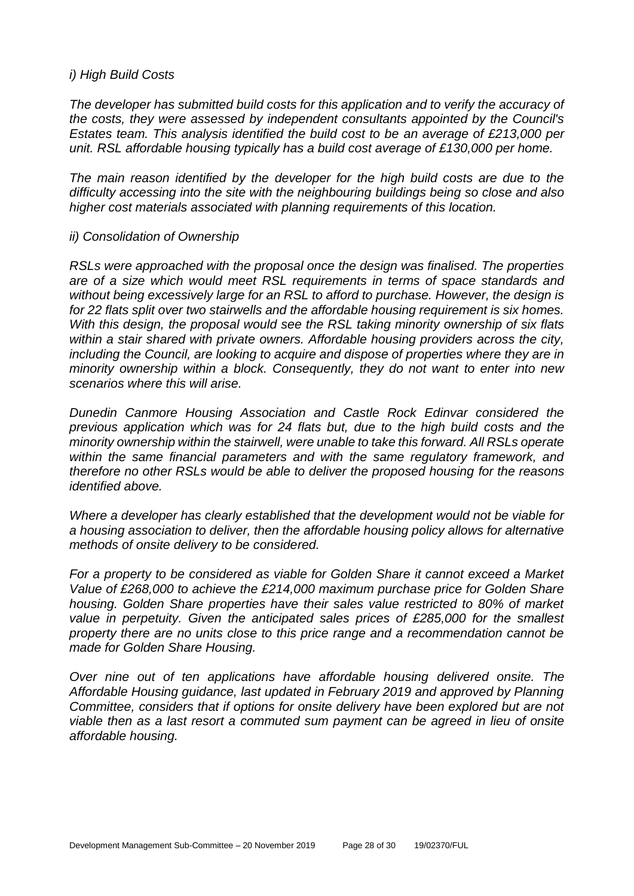*i) High Build Costs*

*The developer has submitted build costs for this application and to verify the accuracy of the costs, they were assessed by independent consultants appointed by the Council's Estates team. This analysis identified the build cost to be an average of £213,000 per unit. RSL affordable housing typically has a build cost average of £130,000 per home.*

*The main reason identified by the developer for the high build costs are due to the difficulty accessing into the site with the neighbouring buildings being so close and also higher cost materials associated with planning requirements of this location.*

*ii) Consolidation of Ownership*

*RSLs were approached with the proposal once the design was finalised. The properties are of a size which would meet RSL requirements in terms of space standards and without being excessively large for an RSL to afford to purchase. However, the design is for 22 flats split over two stairwells and the affordable housing requirement is six homes. With this design, the proposal would see the RSL taking minority ownership of six flats within a stair shared with private owners. Affordable housing providers across the city, including the Council, are looking to acquire and dispose of properties where they are in minority ownership within a block. Consequently, they do not want to enter into new scenarios where this will arise.*

*Dunedin Canmore Housing Association and Castle Rock Edinvar considered the previous application which was for 24 flats but, due to the high build costs and the minority ownership within the stairwell, were unable to take this forward. All RSLs operate within the same financial parameters and with the same regulatory framework, and therefore no other RSLs would be able to deliver the proposed housing for the reasons identified above.*

*Where a developer has clearly established that the development would not be viable for a housing association to deliver, then the affordable housing policy allows for alternative methods of onsite delivery to be considered.*

*For a property to be considered as viable for Golden Share it cannot exceed a Market Value of £268,000 to achieve the £214,000 maximum purchase price for Golden Share housing. Golden Share properties have their sales value restricted to 80% of market value in perpetuity. Given the anticipated sales prices of £285,000 for the smallest property there are no units close to this price range and a recommendation cannot be made for Golden Share Housing.*

*Over nine out of ten applications have affordable housing delivered onsite. The Affordable Housing guidance, last updated in February 2019 and approved by Planning Committee, considers that if options for onsite delivery have been explored but are not viable then as a last resort a commuted sum payment can be agreed in lieu of onsite affordable housing.*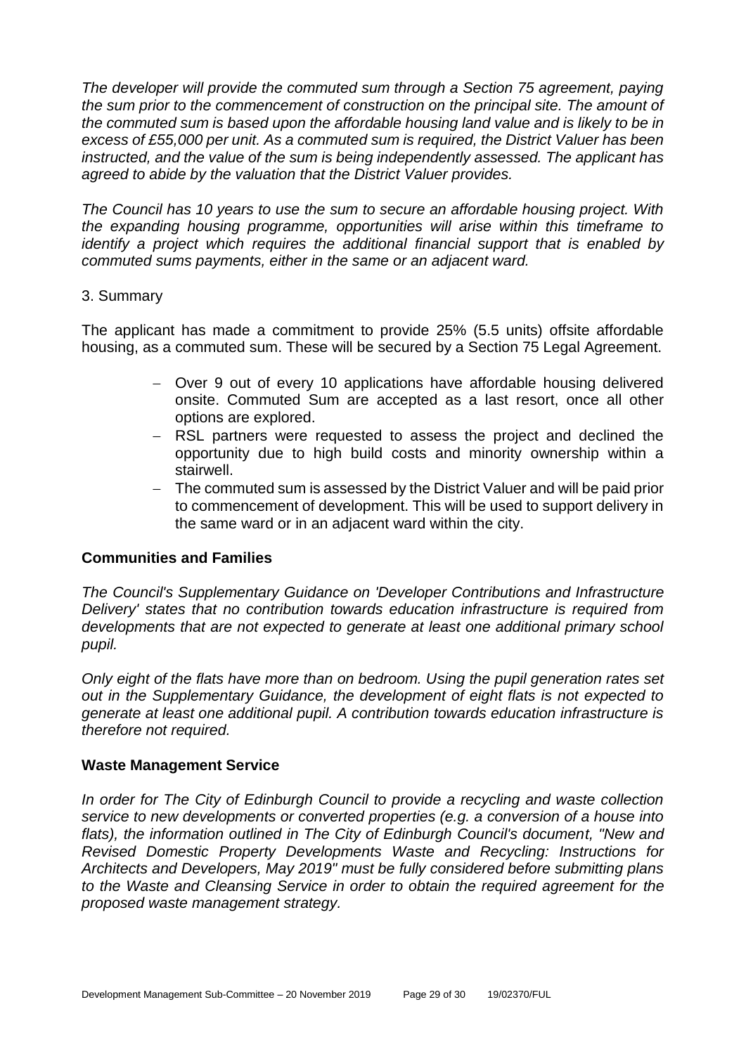*The developer will provide the commuted sum through a Section 75 agreement, paying the sum prior to the commencement of construction on the principal site. The amount of the commuted sum is based upon the affordable housing land value and is likely to be in excess of £55,000 per unit. As a commuted sum is required, the District Valuer has been instructed, and the value of the sum is being independently assessed. The applicant has agreed to abide by the valuation that the District Valuer provides.*

*The Council has 10 years to use the sum to secure an affordable housing project. With the expanding housing programme, opportunities will arise within this timeframe to identify a project which requires the additional financial support that is enabled by commuted sums payments, either in the same or an adjacent ward.*

3. Summary

The applicant has made a commitment to provide 25% (5.5 units) offsite affordable housing, as a commuted sum. These will be secured by a Section 75 Legal Agreement.

- Over 9 out of every 10 applications have affordable housing delivered onsite. Commuted Sum are accepted as a last resort, once all other options are explored.
- RSL partners were requested to assess the project and declined the opportunity due to high build costs and minority ownership within a stairwell.
- The commuted sum is assessed by the District Valuer and will be paid prior to commencement of development. This will be used to support delivery in the same ward or in an adjacent ward within the city.

**Communities and Families**

*The Council's Supplementary Guidance on 'Developer Contributions and Infrastructure Delivery' states that no contribution towards education infrastructure is required from developments that are not expected to generate at least one additional primary school pupil.*

*Only eight of the flats have more than on bedroom. Using the pupil generation rates set out in the Supplementary Guidance, the development of eight flats is not expected to generate at least one additional pupil. A contribution towards education infrastructure is therefore not required.*

**Waste Management Service**

*In order for The City of Edinburgh Council to provide a recycling and waste collection service to new developments or converted properties (e.g. a conversion of a house into flats), the information outlined in The City of Edinburgh Council's document, "New and Revised Domestic Property Developments Waste and Recycling: Instructions for Architects and Developers, May 2019" must be fully considered before submitting plans to the Waste and Cleansing Service in order to obtain the required agreement for the proposed waste management strategy.*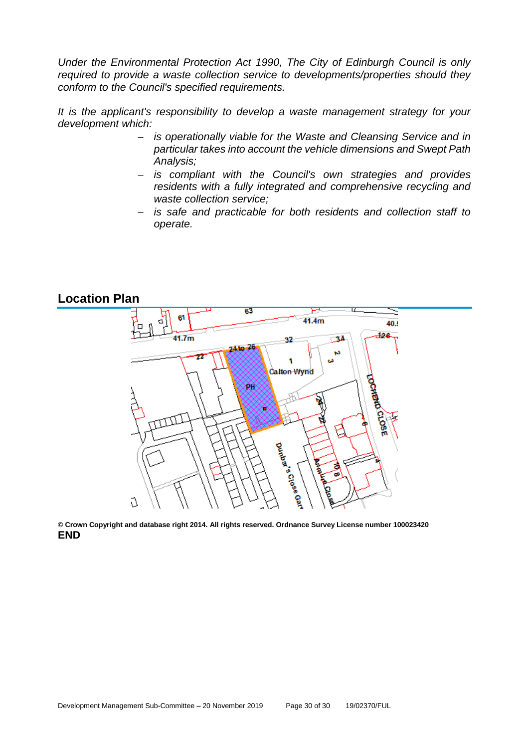*Under the Environmental Protection Act 1990, The City of Edinburgh Council is only required to provide a waste collection service to developments/properties should they conform to the Council's specified requirements.*

*It is the applicant's responsibility to develop a waste management strategy for your development which:*

- *is operationally viable for the Waste and Cleansing Service and in particular takes into account the vehicle dimensions and Swept Path Analysis;*
- *is compliant with the Council's own strategies and provides residents with a fully integrated and comprehensive recycling and waste collection service;*
- *is safe and practicable for both residents and collection staff to operate.*

## Location Plan

63
61
41.4m
40.
41.7m
24 to 26
32
34
126
22
1
Calton Wynd
2
3
PH
LOCHEND CLOSE
24
22
6
Dunbar's Close Gar
Ambrose Close
10
8
4

**© Crown Copyright and database right 2014. All rights reserved. Ordnance Survey License number 100023420**

**END**